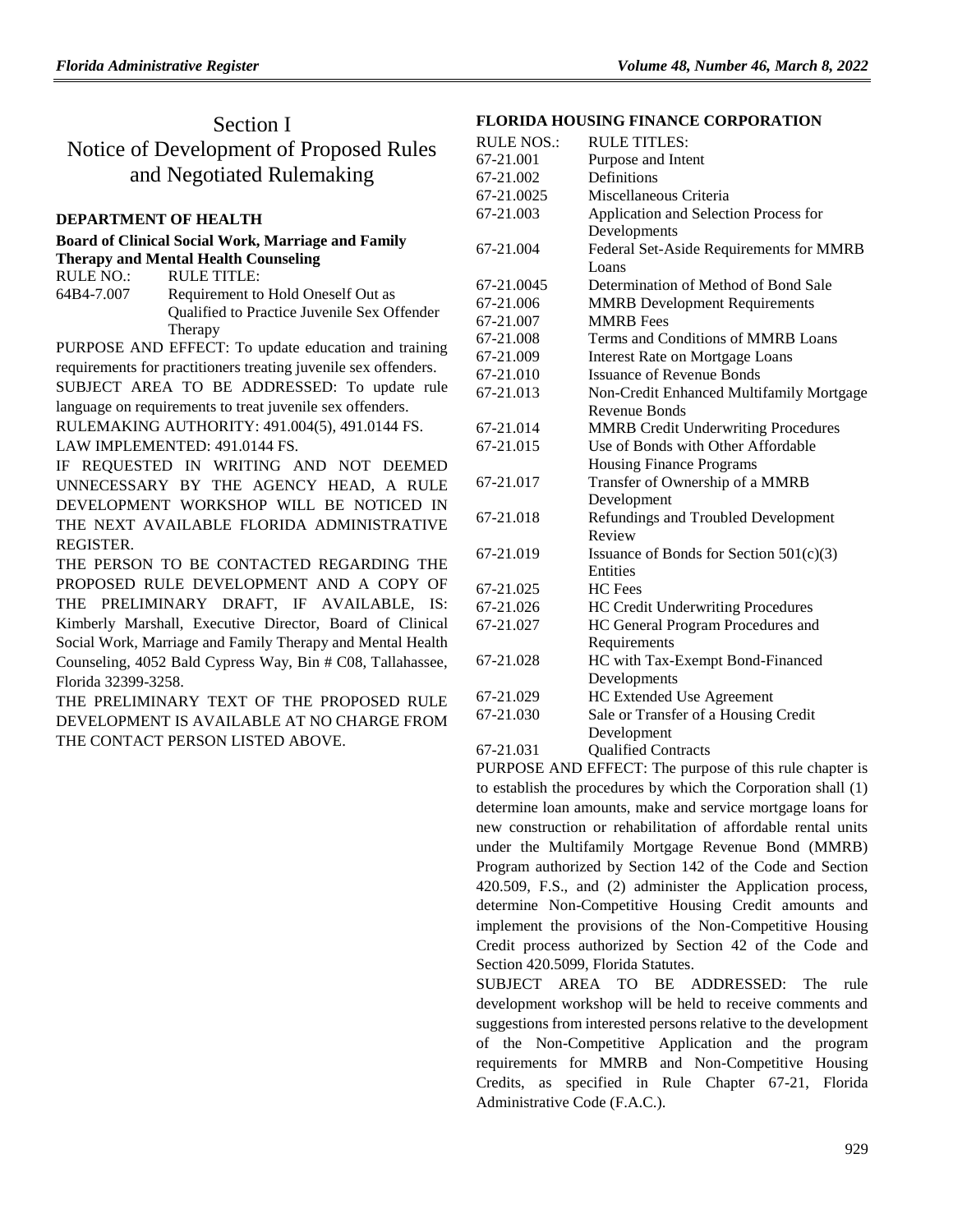# Section I
# Notice of Development of Proposed Rules and Negotiated Rulemaking

## DEPARTMENT OF HEALTH

### Board of Clinical Social Work, Marriage and Family Therapy and Mental Health Counseling

| RULE NO.: | RULE TITLE: |
|---|---|
| 64B4-7.007 | Requirement to Hold Oneself Out as Qualified to Practice Juvenile Sex Offender Therapy |

PURPOSE AND EFFECT: To update education and training requirements for practitioners treating juvenile sex offenders.

SUBJECT AREA TO BE ADDRESSED: To update rule language on requirements to treat juvenile sex offenders.

RULEMAKING AUTHORITY: 491.004(5), 491.0144 FS.

LAW IMPLEMENTED: 491.0144 FS.

IF REQUESTED IN WRITING AND NOT DEEMED UNNECESSARY BY THE AGENCY HEAD, A RULE DEVELOPMENT WORKSHOP WILL BE NOTICED IN THE NEXT AVAILABLE FLORIDA ADMINISTRATIVE REGISTER.

THE PERSON TO BE CONTACTED REGARDING THE PROPOSED RULE DEVELOPMENT AND A COPY OF THE PRELIMINARY DRAFT, IF AVAILABLE, IS: Kimberly Marshall, Executive Director, Board of Clinical Social Work, Marriage and Family Therapy and Mental Health Counseling, 4052 Bald Cypress Way, Bin # C08, Tallahassee, Florida 32399-3258.

THE PRELIMINARY TEXT OF THE PROPOSED RULE DEVELOPMENT IS AVAILABLE AT NO CHARGE FROM THE CONTACT PERSON LISTED ABOVE.

## FLORIDA HOUSING FINANCE CORPORATION

| RULE NOS.: | RULE TITLES: |
|---|---|
| 67-21.001 | Purpose and Intent |
| 67-21.002 | Definitions |
| 67-21.0025 | Miscellaneous Criteria |
| 67-21.003 | Application and Selection Process for Developments |
| 67-21.004 | Federal Set-Aside Requirements for MMRB Loans |
| 67-21.0045 | Determination of Method of Bond Sale |
| 67-21.006 | MMRB Development Requirements |
| 67-21.007 | MMRB Fees |
| 67-21.008 | Terms and Conditions of MMRB Loans |
| 67-21.009 | Interest Rate on Mortgage Loans |
| 67-21.010 | Issuance of Revenue Bonds |
| 67-21.013 | Non-Credit Enhanced Multifamily Mortgage Revenue Bonds |
| 67-21.014 | MMRB Credit Underwriting Procedures |
| 67-21.015 | Use of Bonds with Other Affordable Housing Finance Programs |
| 67-21.017 | Transfer of Ownership of a MMRB Development |
| 67-21.018 | Refundings and Troubled Development Review |
| 67-21.019 | Issuance of Bonds for Section 501(c)(3) Entities |
| 67-21.025 | HC Fees |
| 67-21.026 | HC Credit Underwriting Procedures |
| 67-21.027 | HC General Program Procedures and Requirements |
| 67-21.028 | HC with Tax-Exempt Bond-Financed Developments |
| 67-21.029 | HC Extended Use Agreement |
| 67-21.030 | Sale or Transfer of a Housing Credit Development |
| 67-21.031 | Qualified Contracts |

PURPOSE AND EFFECT: The purpose of this rule chapter is to establish the procedures by which the Corporation shall (1) determine loan amounts, make and service mortgage loans for new construction or rehabilitation of affordable rental units under the Multifamily Mortgage Revenue Bond (MMRB) Program authorized by Section 142 of the Code and Section 420.509, F.S., and (2) administer the Application process, determine Non-Competitive Housing Credit amounts and implement the provisions of the Non-Competitive Housing Credit process authorized by Section 42 of the Code and Section 420.5099, Florida Statutes.

SUBJECT AREA TO BE ADDRESSED: The rule development workshop will be held to receive comments and suggestions from interested persons relative to the development of the Non-Competitive Application and the program requirements for MMRB and Non-Competitive Housing Credits, as specified in Rule Chapter 67-21, Florida Administrative Code (F.A.C.).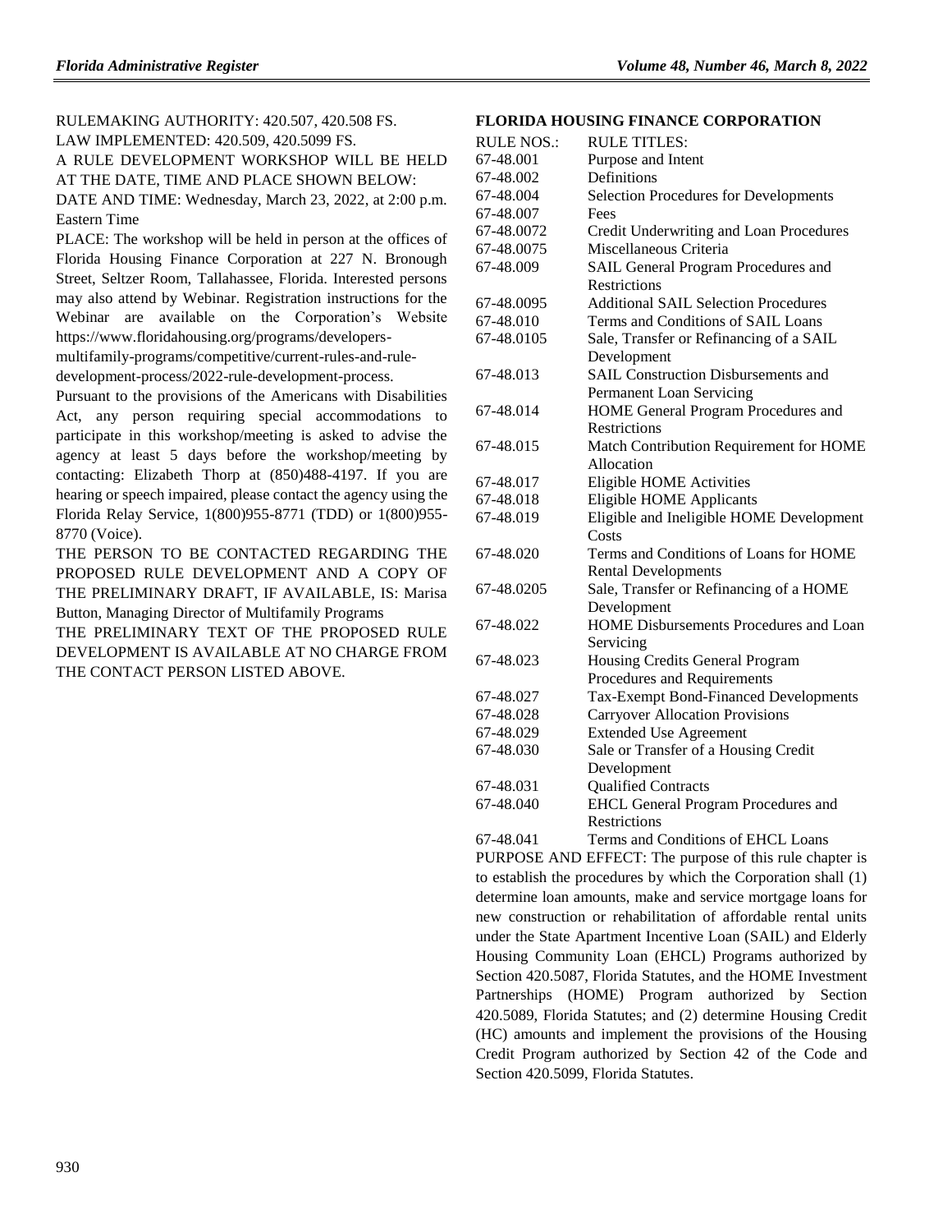RULEMAKING AUTHORITY: 420.507, 420.508 FS.

LAW IMPLEMENTED: 420.509, 420.5099 FS.

A RULE DEVELOPMENT WORKSHOP WILL BE HELD AT THE DATE, TIME AND PLACE SHOWN BELOW:

DATE AND TIME: Wednesday, March 23, 2022, at 2:00 p.m. Eastern Time

PLACE: The workshop will be held in person at the offices of Florida Housing Finance Corporation at 227 N. Bronough Street, Seltzer Room, Tallahassee, Florida. Interested persons may also attend by Webinar. Registration instructions for the Webinar are available on the Corporation's Website https://www.floridahousing.org/programs/developers-multifamily-programs/competitive/current-rules-and-rule-development-process/2022-rule-development-process.

Pursuant to the provisions of the Americans with Disabilities Act, any person requiring special accommodations to participate in this workshop/meeting is asked to advise the agency at least 5 days before the workshop/meeting by contacting: Elizabeth Thorp at (850)488-4197. If you are hearing or speech impaired, please contact the agency using the Florida Relay Service, 1(800)955-8771 (TDD) or 1(800)955-8770 (Voice).

THE PERSON TO BE CONTACTED REGARDING THE PROPOSED RULE DEVELOPMENT AND A COPY OF THE PRELIMINARY DRAFT, IF AVAILABLE, IS: Marisa Button, Managing Director of Multifamily Programs

THE PRELIMINARY TEXT OF THE PROPOSED RULE DEVELOPMENT IS AVAILABLE AT NO CHARGE FROM THE CONTACT PERSON LISTED ABOVE.

## FLORIDA HOUSING FINANCE CORPORATION

| RULE NOS.: | RULE TITLES: |
|---|---|
| 67-48.001 | Purpose and Intent |
| 67-48.002 | Definitions |
| 67-48.004 | Selection Procedures for Developments |
| 67-48.007 | Fees |
| 67-48.0072 | Credit Underwriting and Loan Procedures |
| 67-48.0075 | Miscellaneous Criteria |
| 67-48.009 | SAIL General Program Procedures and Restrictions |
| 67-48.0095 | Additional SAIL Selection Procedures |
| 67-48.010 | Terms and Conditions of SAIL Loans |
| 67-48.0105 | Sale, Transfer or Refinancing of a SAIL Development |
| 67-48.013 | SAIL Construction Disbursements and Permanent Loan Servicing |
| 67-48.014 | HOME General Program Procedures and Restrictions |
| 67-48.015 | Match Contribution Requirement for HOME Allocation |
| 67-48.017 | Eligible HOME Activities |
| 67-48.018 | Eligible HOME Applicants |
| 67-48.019 | Eligible and Ineligible HOME Development Costs |
| 67-48.020 | Terms and Conditions of Loans for HOME Rental Developments |
| 67-48.0205 | Sale, Transfer or Refinancing of a HOME Development |
| 67-48.022 | HOME Disbursements Procedures and Loan Servicing |
| 67-48.023 | Housing Credits General Program Procedures and Requirements |
| 67-48.027 | Tax-Exempt Bond-Financed Developments |
| 67-48.028 | Carryover Allocation Provisions |
| 67-48.029 | Extended Use Agreement |
| 67-48.030 | Sale or Transfer of a Housing Credit Development |
| 67-48.031 | Qualified Contracts |
| 67-48.040 | EHCL General Program Procedures and Restrictions |
| 67-48.041 | Terms and Conditions of EHCL Loans |

PURPOSE AND EFFECT: The purpose of this rule chapter is to establish the procedures by which the Corporation shall (1) determine loan amounts, make and service mortgage loans for new construction or rehabilitation of affordable rental units under the State Apartment Incentive Loan (SAIL) and Elderly Housing Community Loan (EHCL) Programs authorized by Section 420.5087, Florida Statutes, and the HOME Investment Partnerships (HOME) Program authorized by Section 420.5089, Florida Statutes; and (2) determine Housing Credit (HC) amounts and implement the provisions of the Housing Credit Program authorized by Section 42 of the Code and Section 420.5099, Florida Statutes.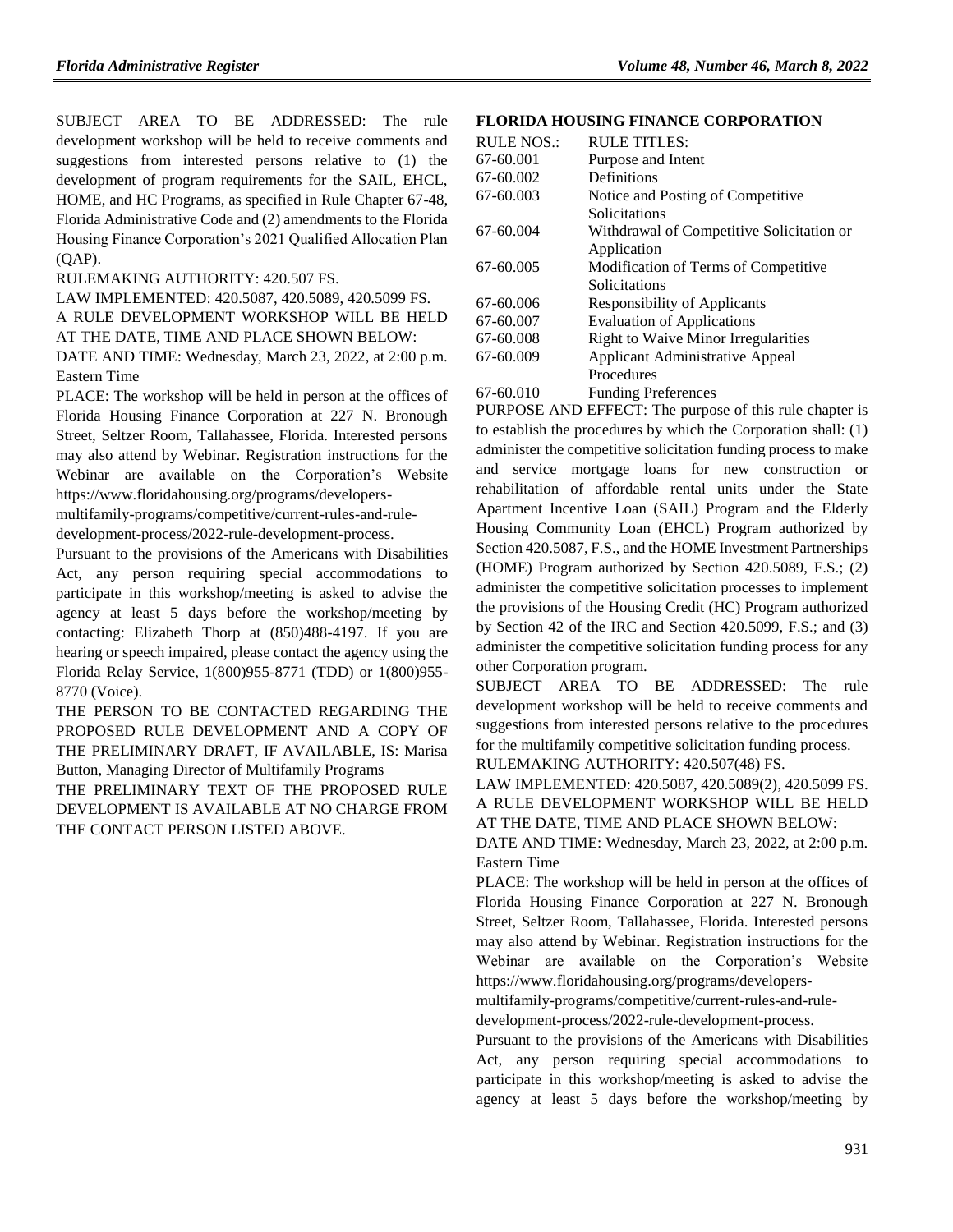SUBJECT AREA TO BE ADDRESSED: The rule development workshop will be held to receive comments and suggestions from interested persons relative to (1) the development of program requirements for the SAIL, EHCL, HOME, and HC Programs, as specified in Rule Chapter 67-48, Florida Administrative Code and (2) amendments to the Florida Housing Finance Corporation's 2021 Qualified Allocation Plan (QAP).

RULEMAKING AUTHORITY: 420.507 FS.

LAW IMPLEMENTED: 420.5087, 420.5089, 420.5099 FS.

A RULE DEVELOPMENT WORKSHOP WILL BE HELD AT THE DATE, TIME AND PLACE SHOWN BELOW:

DATE AND TIME: Wednesday, March 23, 2022, at 2:00 p.m. Eastern Time

PLACE: The workshop will be held in person at the offices of Florida Housing Finance Corporation at 227 N. Bronough Street, Seltzer Room, Tallahassee, Florida. Interested persons may also attend by Webinar. Registration instructions for the Webinar are available on the Corporation's Website https://www.floridahousing.org/programs/developers-multifamily-programs/competitive/current-rules-and-rule-development-process/2022-rule-development-process.

Pursuant to the provisions of the Americans with Disabilities Act, any person requiring special accommodations to participate in this workshop/meeting is asked to advise the agency at least 5 days before the workshop/meeting by contacting: Elizabeth Thorp at (850)488-4197. If you are hearing or speech impaired, please contact the agency using the Florida Relay Service, 1(800)955-8771 (TDD) or 1(800)955-8770 (Voice).

THE PERSON TO BE CONTACTED REGARDING THE PROPOSED RULE DEVELOPMENT AND A COPY OF THE PRELIMINARY DRAFT, IF AVAILABLE, IS: Marisa Button, Managing Director of Multifamily Programs

THE PRELIMINARY TEXT OF THE PROPOSED RULE DEVELOPMENT IS AVAILABLE AT NO CHARGE FROM THE CONTACT PERSON LISTED ABOVE.

### FLORIDA HOUSING FINANCE CORPORATION

| RULE NOS.: | RULE TITLES: |
|---|---|
| 67-60.001 | Purpose and Intent |
| 67-60.002 | Definitions |
| 67-60.003 | Notice and Posting of Competitive Solicitations |
| 67-60.004 | Withdrawal of Competitive Solicitation or Application |
| 67-60.005 | Modification of Terms of Competitive Solicitations |
| 67-60.006 | Responsibility of Applicants |
| 67-60.007 | Evaluation of Applications |
| 67-60.008 | Right to Waive Minor Irregularities |
| 67-60.009 | Applicant Administrative Appeal Procedures |
| 67-60.010 | Funding Preferences |

PURPOSE AND EFFECT: The purpose of this rule chapter is to establish the procedures by which the Corporation shall: (1) administer the competitive solicitation funding process to make and service mortgage loans for new construction or rehabilitation of affordable rental units under the State Apartment Incentive Loan (SAIL) Program and the Elderly Housing Community Loan (EHCL) Program authorized by Section 420.5087, F.S., and the HOME Investment Partnerships (HOME) Program authorized by Section 420.5089, F.S.; (2) administer the competitive solicitation processes to implement the provisions of the Housing Credit (HC) Program authorized by Section 42 of the IRC and Section 420.5099, F.S.; and (3) administer the competitive solicitation funding process for any other Corporation program.

SUBJECT AREA TO BE ADDRESSED: The rule development workshop will be held to receive comments and suggestions from interested persons relative to the procedures for the multifamily competitive solicitation funding process.

RULEMAKING AUTHORITY: 420.507(48) FS.

LAW IMPLEMENTED: 420.5087, 420.5089(2), 420.5099 FS.

A RULE DEVELOPMENT WORKSHOP WILL BE HELD AT THE DATE, TIME AND PLACE SHOWN BELOW:

DATE AND TIME: Wednesday, March 23, 2022, at 2:00 p.m. Eastern Time

PLACE: The workshop will be held in person at the offices of Florida Housing Finance Corporation at 227 N. Bronough Street, Seltzer Room, Tallahassee, Florida. Interested persons may also attend by Webinar. Registration instructions for the Webinar are available on the Corporation's Website https://www.floridahousing.org/programs/developers-multifamily-programs/competitive/current-rules-and-rule-development-process/2022-rule-development-process.

Pursuant to the provisions of the Americans with Disabilities Act, any person requiring special accommodations to participate in this workshop/meeting is asked to advise the agency at least 5 days before the workshop/meeting by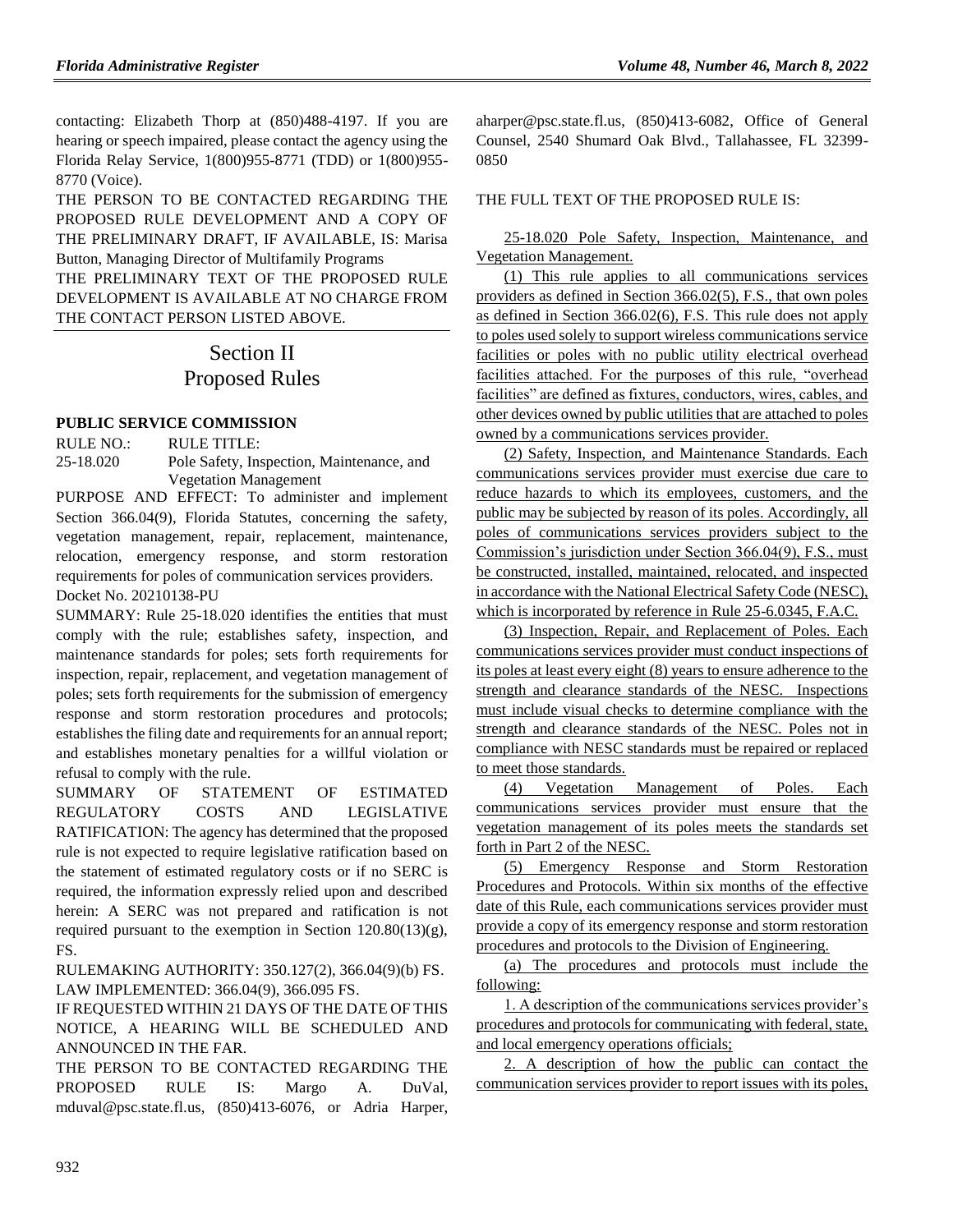contacting: Elizabeth Thorp at (850)488-4197. If you are hearing or speech impaired, please contact the agency using the Florida Relay Service, 1(800)955-8771 (TDD) or 1(800)955-8770 (Voice).

THE PERSON TO BE CONTACTED REGARDING THE PROPOSED RULE DEVELOPMENT AND A COPY OF THE PRELIMINARY DRAFT, IF AVAILABLE, IS: Marisa Button, Managing Director of Multifamily Programs

THE PRELIMINARY TEXT OF THE PROPOSED RULE DEVELOPMENT IS AVAILABLE AT NO CHARGE FROM THE CONTACT PERSON LISTED ABOVE.

# Section II
# Proposed Rules

### PUBLIC SERVICE COMMISSION

RULE NO.: RULE TITLE:

25-18.020 Pole Safety, Inspection, Maintenance, and Vegetation Management

PURPOSE AND EFFECT: To administer and implement Section 366.04(9), Florida Statutes, concerning the safety, vegetation management, repair, replacement, maintenance, relocation, emergency response, and storm restoration requirements for poles of communication services providers.

Docket No. 20210138-PU

SUMMARY: Rule 25-18.020 identifies the entities that must comply with the rule; establishes safety, inspection, and maintenance standards for poles; sets forth requirements for inspection, repair, replacement, and vegetation management of poles; sets forth requirements for the submission of emergency response and storm restoration procedures and protocols; establishes the filing date and requirements for an annual report; and establishes monetary penalties for a willful violation or refusal to comply with the rule.

SUMMARY OF STATEMENT OF ESTIMATED REGULATORY COSTS AND LEGISLATIVE RATIFICATION: The agency has determined that the proposed rule is not expected to require legislative ratification based on the statement of estimated regulatory costs or if no SERC is required, the information expressly relied upon and described herein: A SERC was not prepared and ratification is not required pursuant to the exemption in Section 120.80(13)(g), FS.

RULEMAKING AUTHORITY: 350.127(2), 366.04(9)(b) FS.

LAW IMPLEMENTED: 366.04(9), 366.095 FS.

IF REQUESTED WITHIN 21 DAYS OF THE DATE OF THIS NOTICE, A HEARING WILL BE SCHEDULED AND ANNOUNCED IN THE FAR.

THE PERSON TO BE CONTACTED REGARDING THE PROPOSED RULE IS: Margo A. DuVal, mduval@psc.state.fl.us, (850)413-6076, or Adria Harper, aharper@psc.state.fl.us, (850)413-6082, Office of General Counsel, 2540 Shumard Oak Blvd., Tallahassee, FL 32399-0850

THE FULL TEXT OF THE PROPOSED RULE IS:

25-18.020 Pole Safety, Inspection, Maintenance, and Vegetation Management.

(1) This rule applies to all communications services providers as defined in Section 366.02(5), F.S., that own poles as defined in Section 366.02(6), F.S. This rule does not apply to poles used solely to support wireless communications service facilities or poles with no public utility electrical overhead facilities attached. For the purposes of this rule, "overhead facilities" are defined as fixtures, conductors, wires, cables, and other devices owned by public utilities that are attached to poles owned by a communications services provider.

(2) Safety, Inspection, and Maintenance Standards. Each communications services provider must exercise due care to reduce hazards to which its employees, customers, and the public may be subjected by reason of its poles. Accordingly, all poles of communications services providers subject to the Commission's jurisdiction under Section 366.04(9), F.S., must be constructed, installed, maintained, relocated, and inspected in accordance with the National Electrical Safety Code (NESC), which is incorporated by reference in Rule 25-6.0345, F.A.C.

(3) Inspection, Repair, and Replacement of Poles. Each communications services provider must conduct inspections of its poles at least every eight (8) years to ensure adherence to the strength and clearance standards of the NESC. Inspections must include visual checks to determine compliance with the strength and clearance standards of the NESC. Poles not in compliance with NESC standards must be repaired or replaced to meet those standards.

(4) Vegetation Management of Poles. Each communications services provider must ensure that the vegetation management of its poles meets the standards set forth in Part 2 of the NESC.

(5) Emergency Response and Storm Restoration Procedures and Protocols. Within six months of the effective date of this Rule, each communications services provider must provide a copy of its emergency response and storm restoration procedures and protocols to the Division of Engineering.

(a) The procedures and protocols must include the following:

1. A description of the communications services provider's procedures and protocols for communicating with federal, state, and local emergency operations officials;

2. A description of how the public can contact the communication services provider to report issues with its poles,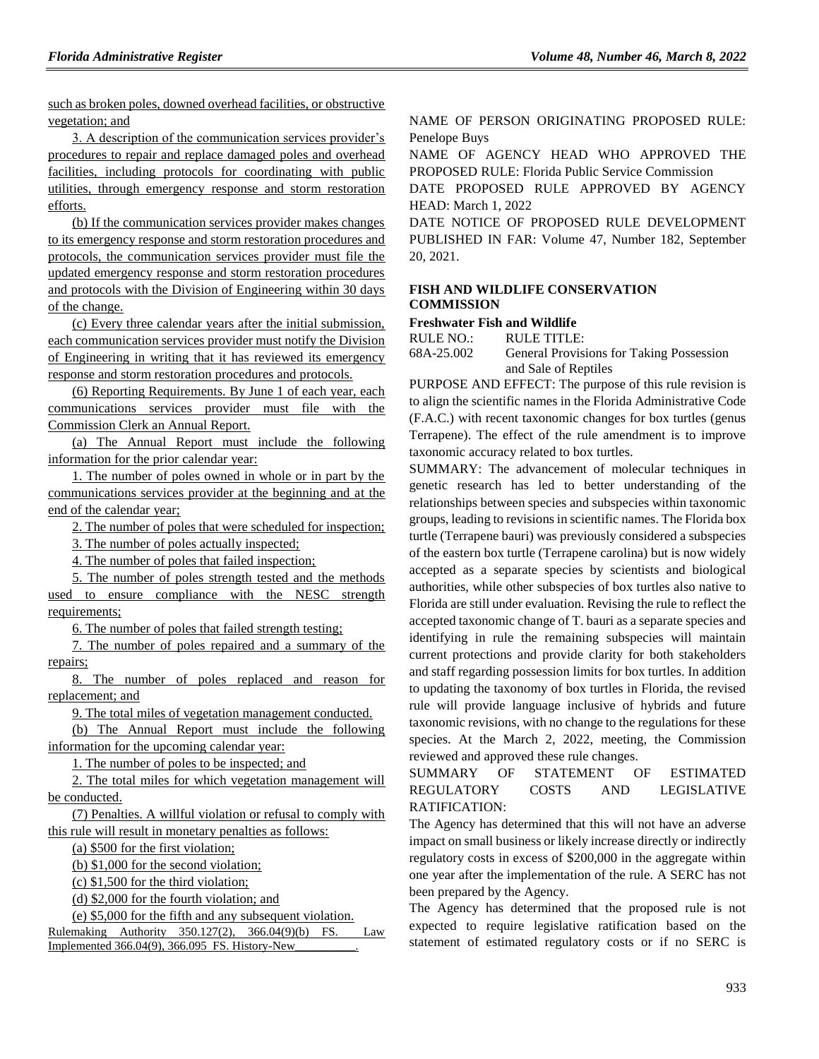such as broken poles, downed overhead facilities, or obstructive vegetation; and

3. A description of the communication services provider's procedures to repair and replace damaged poles and overhead facilities, including protocols for coordinating with public utilities, through emergency response and storm restoration efforts.

(b) If the communication services provider makes changes to its emergency response and storm restoration procedures and protocols, the communication services provider must file the updated emergency response and storm restoration procedures and protocols with the Division of Engineering within 30 days of the change.

(c) Every three calendar years after the initial submission, each communication services provider must notify the Division of Engineering in writing that it has reviewed its emergency response and storm restoration procedures and protocols.

(6) Reporting Requirements. By June 1 of each year, each communications services provider must file with the Commission Clerk an Annual Report.

(a) The Annual Report must include the following information for the prior calendar year:

1. The number of poles owned in whole or in part by the communications services provider at the beginning and at the end of the calendar year;

2. The number of poles that were scheduled for inspection;

3. The number of poles actually inspected;

4. The number of poles that failed inspection;

5. The number of poles strength tested and the methods used to ensure compliance with the NESC strength requirements;

6. The number of poles that failed strength testing;

7. The number of poles repaired and a summary of the repairs;

8. The number of poles replaced and reason for replacement; and

9. The total miles of vegetation management conducted.

(b) The Annual Report must include the following information for the upcoming calendar year:

1. The number of poles to be inspected; and

2. The total miles for which vegetation management will be conducted.

(7) Penalties. A willful violation or refusal to comply with this rule will result in monetary penalties as follows:

(a) $500 for the first violation;

(b) $1,000 for the second violation;

(c) $1,500 for the third violation;

(d) $2,000 for the fourth violation; and

(e) $5,000 for the fifth and any subsequent violation.

Rulemaking Authority 350.127(2), 366.04(9)(b) FS. Law Implemented 366.04(9), 366.095 FS. History-New__________.

NAME OF PERSON ORIGINATING PROPOSED RULE: Penelope Buys

NAME OF AGENCY HEAD WHO APPROVED THE PROPOSED RULE: Florida Public Service Commission

DATE PROPOSED RULE APPROVED BY AGENCY HEAD: March 1, 2022

DATE NOTICE OF PROPOSED RULE DEVELOPMENT PUBLISHED IN FAR: Volume 47, Number 182, September 20, 2021.

## FISH AND WILDLIFE CONSERVATION COMMISSION

### Freshwater Fish and Wildlife

| RULE NO.: | RULE TITLE: |
|---|---|
| 68A-25.002 | General Provisions for Taking Possession and Sale of Reptiles |

PURPOSE AND EFFECT: The purpose of this rule revision is to align the scientific names in the Florida Administrative Code (F.A.C.) with recent taxonomic changes for box turtles (genus Terrapene). The effect of the rule amendment is to improve taxonomic accuracy related to box turtles.

SUMMARY: The advancement of molecular techniques in genetic research has led to better understanding of the relationships between species and subspecies within taxonomic groups, leading to revisions in scientific names. The Florida box turtle (Terrapene bauri) was previously considered a subspecies of the eastern box turtle (Terrapene carolina) but is now widely accepted as a separate species by scientists and biological authorities, while other subspecies of box turtles also native to Florida are still under evaluation. Revising the rule to reflect the accepted taxonomic change of T. bauri as a separate species and identifying in rule the remaining subspecies will maintain current protections and provide clarity for both stakeholders and staff regarding possession limits for box turtles. In addition to updating the taxonomy of box turtles in Florida, the revised rule will provide language inclusive of hybrids and future taxonomic revisions, with no change to the regulations for these species. At the March 2, 2022, meeting, the Commission reviewed and approved these rule changes.

SUMMARY OF STATEMENT OF ESTIMATED REGULATORY COSTS AND LEGISLATIVE RATIFICATION:

The Agency has determined that this will not have an adverse impact on small business or likely increase directly or indirectly regulatory costs in excess of $200,000 in the aggregate within one year after the implementation of the rule. A SERC has not been prepared by the Agency.

The Agency has determined that the proposed rule is not expected to require legislative ratification based on the statement of estimated regulatory costs or if no SERC is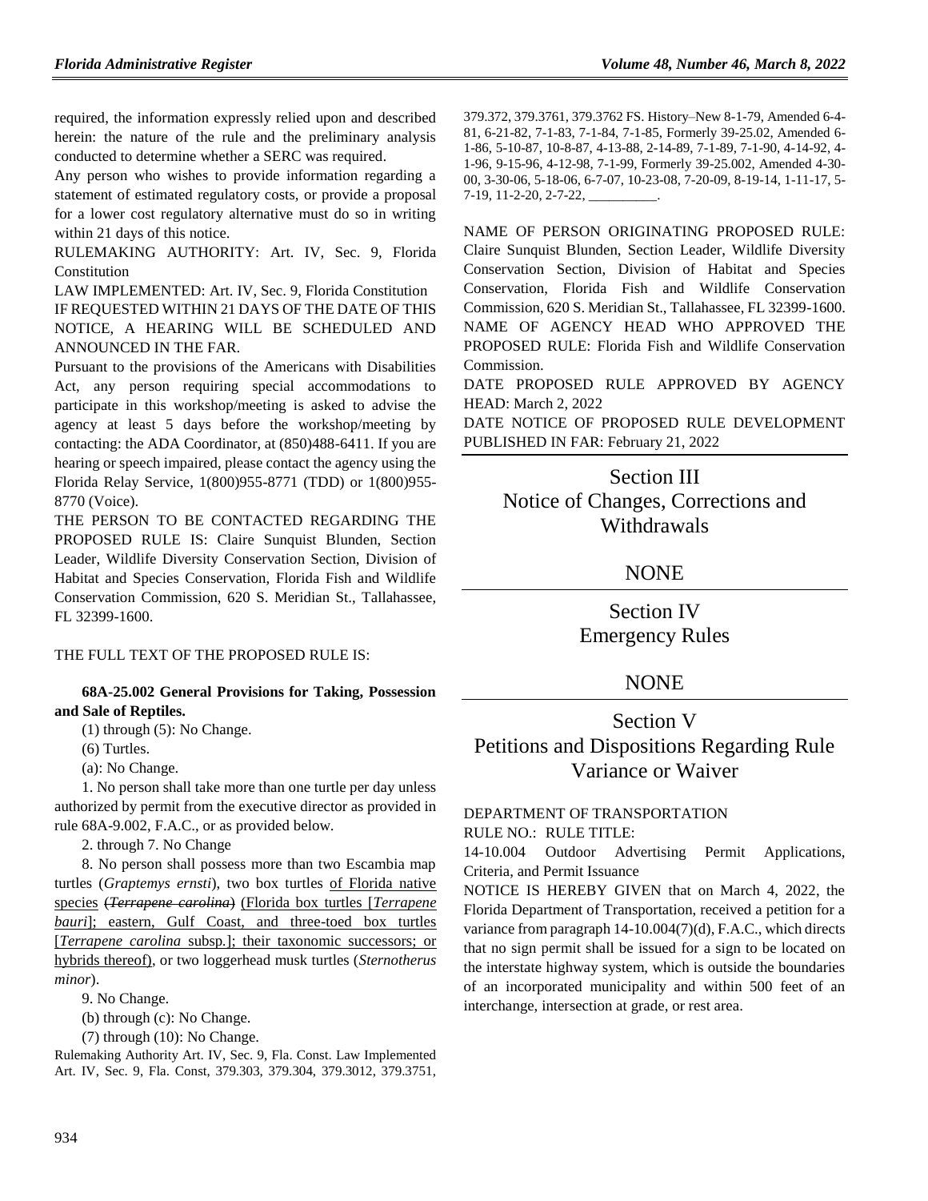required, the information expressly relied upon and described herein: the nature of the rule and the preliminary analysis conducted to determine whether a SERC was required.

Any person who wishes to provide information regarding a statement of estimated regulatory costs, or provide a proposal for a lower cost regulatory alternative must do so in writing within 21 days of this notice.

RULEMAKING AUTHORITY: Art. IV, Sec. 9, Florida Constitution

LAW IMPLEMENTED: Art. IV, Sec. 9, Florida Constitution

IF REQUESTED WITHIN 21 DAYS OF THE DATE OF THIS NOTICE, A HEARING WILL BE SCHEDULED AND ANNOUNCED IN THE FAR.

Pursuant to the provisions of the Americans with Disabilities Act, any person requiring special accommodations to participate in this workshop/meeting is asked to advise the agency at least 5 days before the workshop/meeting by contacting: the ADA Coordinator, at (850)488-6411. If you are hearing or speech impaired, please contact the agency using the Florida Relay Service, 1(800)955-8771 (TDD) or 1(800)955-8770 (Voice).

THE PERSON TO BE CONTACTED REGARDING THE PROPOSED RULE IS: Claire Sunquist Blunden, Section Leader, Wildlife Diversity Conservation Section, Division of Habitat and Species Conservation, Florida Fish and Wildlife Conservation Commission, 620 S. Meridian St., Tallahassee, FL 32399-1600.

THE FULL TEXT OF THE PROPOSED RULE IS:

**68A-25.002 General Provisions for Taking, Possession and Sale of Reptiles.**

(1) through (5): No Change.

(6) Turtles.

(a): No Change.

1. No person shall take more than one turtle per day unless authorized by permit from the executive director as provided in rule 68A-9.002, F.A.C., or as provided below.

2. through 7. No Change

8. No person shall possess more than two Escambia map turtles (*Graptemys ernsti*), two box turtles of Florida native species ~~(*Terrapene carolina*)~~ (Florida box turtles [*Terrapene bauri*]; eastern, Gulf Coast, and three-toed box turtles [*Terrapene carolina* subsp.]; their taxonomic successors; or hybrids thereof), or two loggerhead musk turtles (*Sternotherus minor*).

9. No Change.

(b) through (c): No Change.

(7) through (10): No Change.

Rulemaking Authority Art. IV, Sec. 9, Fla. Const. Law Implemented Art. IV, Sec. 9, Fla. Const, 379.303, 379.304, 379.3012, 379.3751, 379.372, 379.3761, 379.3762 FS. History–New 8-1-79, Amended 6-4-81, 6-21-82, 7-1-83, 7-1-84, 7-1-85, Formerly 39-25.02, Amended 6-1-86, 5-10-87, 10-8-87, 4-13-88, 2-14-89, 7-1-89, 7-1-90, 4-14-92, 4-1-96, 9-15-96, 4-12-98, 7-1-99, Formerly 39-25.002, Amended 4-30-00, 3-30-06, 5-18-06, 6-7-07, 10-23-08, 7-20-09, 8-19-14, 1-11-17, 5-7-19, 11-2-20, 2-7-22, __________.

NAME OF PERSON ORIGINATING PROPOSED RULE: Claire Sunquist Blunden, Section Leader, Wildlife Diversity Conservation Section, Division of Habitat and Species Conservation, Florida Fish and Wildlife Conservation Commission, 620 S. Meridian St., Tallahassee, FL 32399-1600.

NAME OF AGENCY HEAD WHO APPROVED THE PROPOSED RULE: Florida Fish and Wildlife Conservation Commission.

DATE PROPOSED RULE APPROVED BY AGENCY HEAD: March 2, 2022

DATE NOTICE OF PROPOSED RULE DEVELOPMENT PUBLISHED IN FAR: February 21, 2022

## Section III Notice of Changes, Corrections and Withdrawals

NONE

## Section IV Emergency Rules

NONE

## Section V Petitions and Dispositions Regarding Rule Variance or Waiver

DEPARTMENT OF TRANSPORTATION

RULE NO.: RULE TITLE:

14-10.004 Outdoor Advertising Permit Applications, Criteria, and Permit Issuance

NOTICE IS HEREBY GIVEN that on March 4, 2022, the Florida Department of Transportation, received a petition for a variance from paragraph 14-10.004(7)(d), F.A.C., which directs that no sign permit shall be issued for a sign to be located on the interstate highway system, which is outside the boundaries of an incorporated municipality and within 500 feet of an interchange, intersection at grade, or rest area.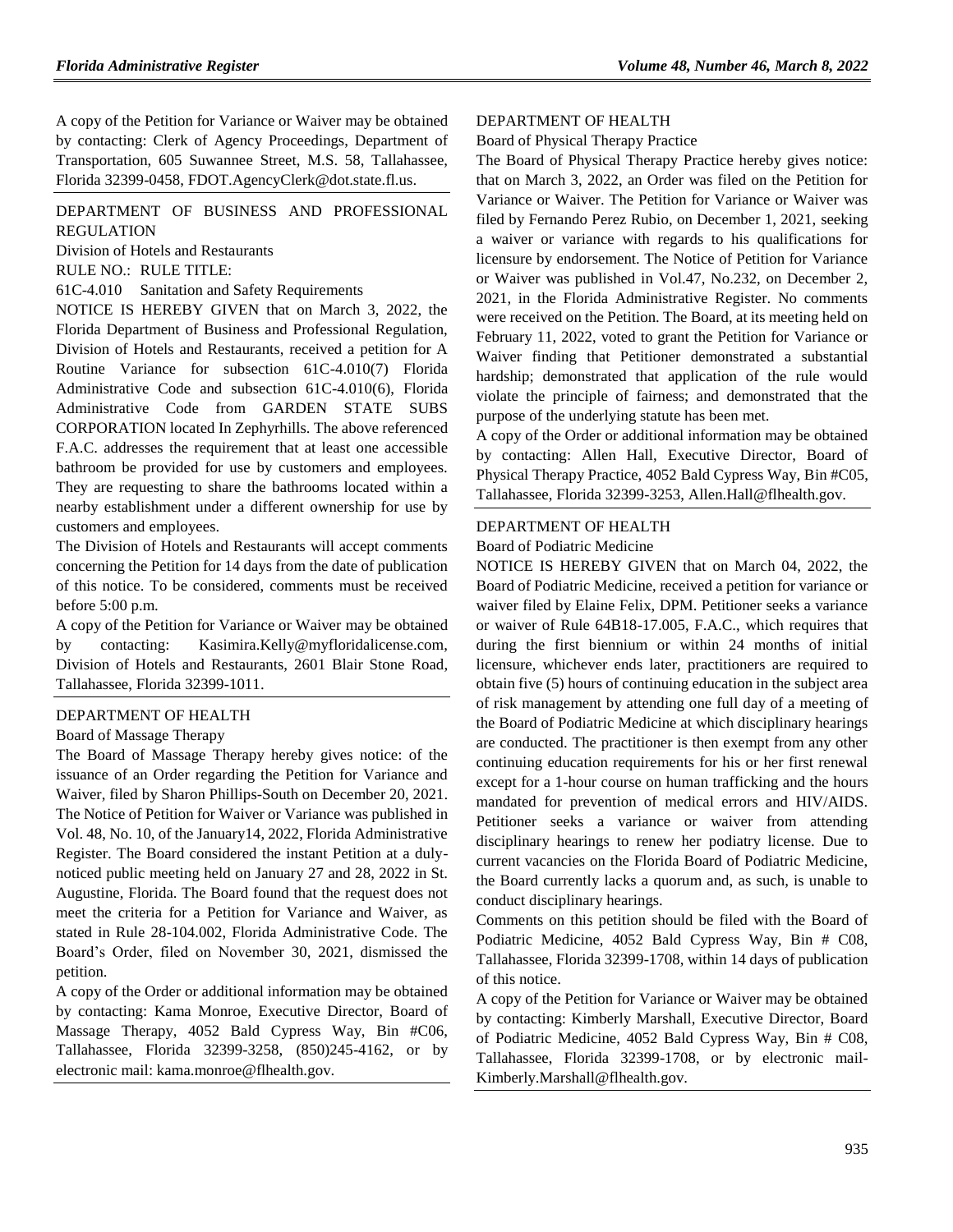A copy of the Petition for Variance or Waiver may be obtained by contacting: Clerk of Agency Proceedings, Department of Transportation, 605 Suwannee Street, M.S. 58, Tallahassee, Florida 32399-0458, FDOT.AgencyClerk@dot.state.fl.us.

DEPARTMENT OF BUSINESS AND PROFESSIONAL REGULATION

Division of Hotels and Restaurants

RULE NO.: RULE TITLE:

61C-4.010 Sanitation and Safety Requirements

NOTICE IS HEREBY GIVEN that on March 3, 2022, the Florida Department of Business and Professional Regulation, Division of Hotels and Restaurants, received a petition for A Routine Variance for subsection 61C-4.010(7) Florida Administrative Code and subsection 61C-4.010(6), Florida Administrative Code from GARDEN STATE SUBS CORPORATION located In Zephyrhills. The above referenced F.A.C. addresses the requirement that at least one accessible bathroom be provided for use by customers and employees. They are requesting to share the bathrooms located within a nearby establishment under a different ownership for use by customers and employees.

The Division of Hotels and Restaurants will accept comments concerning the Petition for 14 days from the date of publication of this notice. To be considered, comments must be received before 5:00 p.m.

A copy of the Petition for Variance or Waiver may be obtained by contacting: Kasimira.Kelly@myfloridalicense.com, Division of Hotels and Restaurants, 2601 Blair Stone Road, Tallahassee, Florida 32399-1011.

DEPARTMENT OF HEALTH

Board of Massage Therapy

The Board of Massage Therapy hereby gives notice: of the issuance of an Order regarding the Petition for Variance and Waiver, filed by Sharon Phillips-South on December 20, 2021. The Notice of Petition for Waiver or Variance was published in Vol. 48, No. 10, of the January14, 2022, Florida Administrative Register. The Board considered the instant Petition at a duly-noticed public meeting held on January 27 and 28, 2022 in St. Augustine, Florida. The Board found that the request does not meet the criteria for a Petition for Variance and Waiver, as stated in Rule 28-104.002, Florida Administrative Code. The Board's Order, filed on November 30, 2021, dismissed the petition.

A copy of the Order or additional information may be obtained by contacting: Kama Monroe, Executive Director, Board of Massage Therapy, 4052 Bald Cypress Way, Bin #C06, Tallahassee, Florida 32399-3258, (850)245-4162, or by electronic mail: kama.monroe@flhealth.gov.

DEPARTMENT OF HEALTH

Board of Physical Therapy Practice

The Board of Physical Therapy Practice hereby gives notice: that on March 3, 2022, an Order was filed on the Petition for Variance or Waiver. The Petition for Variance or Waiver was filed by Fernando Perez Rubio, on December 1, 2021, seeking a waiver or variance with regards to his qualifications for licensure by endorsement. The Notice of Petition for Variance or Waiver was published in Vol.47, No.232, on December 2, 2021, in the Florida Administrative Register. No comments were received on the Petition. The Board, at its meeting held on February 11, 2022, voted to grant the Petition for Variance or Waiver finding that Petitioner demonstrated a substantial hardship; demonstrated that application of the rule would violate the principle of fairness; and demonstrated that the purpose of the underlying statute has been met.

A copy of the Order or additional information may be obtained by contacting: Allen Hall, Executive Director, Board of Physical Therapy Practice, 4052 Bald Cypress Way, Bin #C05, Tallahassee, Florida 32399-3253, Allen.Hall@flhealth.gov.

DEPARTMENT OF HEALTH

Board of Podiatric Medicine

NOTICE IS HEREBY GIVEN that on March 04, 2022, the Board of Podiatric Medicine, received a petition for variance or waiver filed by Elaine Felix, DPM. Petitioner seeks a variance or waiver of Rule 64B18-17.005, F.A.C., which requires that during the first biennium or within 24 months of initial licensure, whichever ends later, practitioners are required to obtain five (5) hours of continuing education in the subject area of risk management by attending one full day of a meeting of the Board of Podiatric Medicine at which disciplinary hearings are conducted. The practitioner is then exempt from any other continuing education requirements for his or her first renewal except for a 1-hour course on human trafficking and the hours mandated for prevention of medical errors and HIV/AIDS. Petitioner seeks a variance or waiver from attending disciplinary hearings to renew her podiatry license. Due to current vacancies on the Florida Board of Podiatric Medicine, the Board currently lacks a quorum and, as such, is unable to conduct disciplinary hearings.

Comments on this petition should be filed with the Board of Podiatric Medicine, 4052 Bald Cypress Way, Bin # C08, Tallahassee, Florida 32399-1708, within 14 days of publication of this notice.

A copy of the Petition for Variance or Waiver may be obtained by contacting: Kimberly Marshall, Executive Director, Board of Podiatric Medicine, 4052 Bald Cypress Way, Bin # C08, Tallahassee, Florida 32399-1708, or by electronic mail-Kimberly.Marshall@flhealth.gov.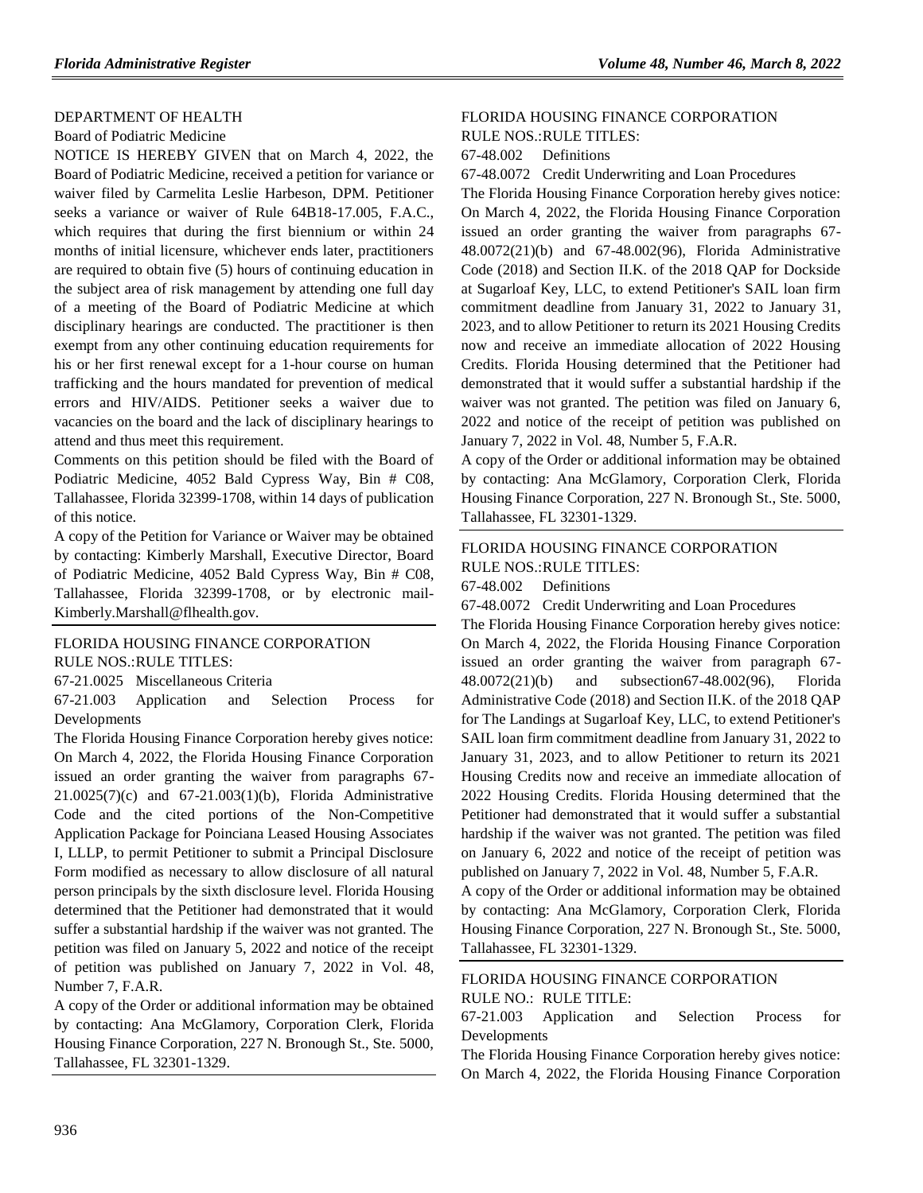DEPARTMENT OF HEALTH

Board of Podiatric Medicine

NOTICE IS HEREBY GIVEN that on March 4, 2022, the Board of Podiatric Medicine, received a petition for variance or waiver filed by Carmelita Leslie Harbeson, DPM. Petitioner seeks a variance or waiver of Rule 64B18-17.005, F.A.C., which requires that during the first biennium or within 24 months of initial licensure, whichever ends later, practitioners are required to obtain five (5) hours of continuing education in the subject area of risk management by attending one full day of a meeting of the Board of Podiatric Medicine at which disciplinary hearings are conducted. The practitioner is then exempt from any other continuing education requirements for his or her first renewal except for a 1-hour course on human trafficking and the hours mandated for prevention of medical errors and HIV/AIDS. Petitioner seeks a waiver due to vacancies on the board and the lack of disciplinary hearings to attend and thus meet this requirement.

Comments on this petition should be filed with the Board of Podiatric Medicine, 4052 Bald Cypress Way, Bin # C08, Tallahassee, Florida 32399-1708, within 14 days of publication of this notice.

A copy of the Petition for Variance or Waiver may be obtained by contacting: Kimberly Marshall, Executive Director, Board of Podiatric Medicine, 4052 Bald Cypress Way, Bin # C08, Tallahassee, Florida 32399-1708, or by electronic mail-Kimberly.Marshall@flhealth.gov.

---

FLORIDA HOUSING FINANCE CORPORATION

RULE NOS.:RULE TITLES:

67-21.0025 Miscellaneous Criteria

67-21.003 Application and Selection Process for Developments

The Florida Housing Finance Corporation hereby gives notice: On March 4, 2022, the Florida Housing Finance Corporation issued an order granting the waiver from paragraphs 67-21.0025(7)(c) and 67-21.003(1)(b), Florida Administrative Code and the cited portions of the Non-Competitive Application Package for Poinciana Leased Housing Associates I, LLLP, to permit Petitioner to submit a Principal Disclosure Form modified as necessary to allow disclosure of all natural person principals by the sixth disclosure level. Florida Housing determined that the Petitioner had demonstrated that it would suffer a substantial hardship if the waiver was not granted. The petition was filed on January 5, 2022 and notice of the receipt of petition was published on January 7, 2022 in Vol. 48, Number 7, F.A.R.

A copy of the Order or additional information may be obtained by contacting: Ana McGlamory, Corporation Clerk, Florida Housing Finance Corporation, 227 N. Bronough St., Ste. 5000, Tallahassee, FL 32301-1329.

---

FLORIDA HOUSING FINANCE CORPORATION

RULE NOS.:RULE TITLES:

67-48.002 Definitions

67-48.0072 Credit Underwriting and Loan Procedures

The Florida Housing Finance Corporation hereby gives notice: On March 4, 2022, the Florida Housing Finance Corporation issued an order granting the waiver from paragraphs 67-48.0072(21)(b) and 67-48.002(96), Florida Administrative Code (2018) and Section II.K. of the 2018 QAP for Dockside at Sugarloaf Key, LLC, to extend Petitioner's SAIL loan firm commitment deadline from January 31, 2022 to January 31, 2023, and to allow Petitioner to return its 2021 Housing Credits now and receive an immediate allocation of 2022 Housing Credits. Florida Housing determined that the Petitioner had demonstrated that it would suffer a substantial hardship if the waiver was not granted. The petition was filed on January 6, 2022 and notice of the receipt of petition was published on January 7, 2022 in Vol. 48, Number 5, F.A.R.

A copy of the Order or additional information may be obtained by contacting: Ana McGlamory, Corporation Clerk, Florida Housing Finance Corporation, 227 N. Bronough St., Ste. 5000, Tallahassee, FL 32301-1329.

---

FLORIDA HOUSING FINANCE CORPORATION

RULE NOS.:RULE TITLES:

67-48.002 Definitions

67-48.0072 Credit Underwriting and Loan Procedures

The Florida Housing Finance Corporation hereby gives notice: On March 4, 2022, the Florida Housing Finance Corporation issued an order granting the waiver from paragraph 67-48.0072(21)(b) and subsection67-48.002(96), Florida Administrative Code (2018) and Section II.K. of the 2018 QAP for The Landings at Sugarloaf Key, LLC, to extend Petitioner's SAIL loan firm commitment deadline from January 31, 2022 to January 31, 2023, and to allow Petitioner to return its 2021 Housing Credits now and receive an immediate allocation of 2022 Housing Credits. Florida Housing determined that the Petitioner had demonstrated that it would suffer a substantial hardship if the waiver was not granted. The petition was filed on January 6, 2022 and notice of the receipt of petition was published on January 7, 2022 in Vol. 48, Number 5, F.A.R.

A copy of the Order or additional information may be obtained by contacting: Ana McGlamory, Corporation Clerk, Florida Housing Finance Corporation, 227 N. Bronough St., Ste. 5000, Tallahassee, FL 32301-1329.

---

FLORIDA HOUSING FINANCE CORPORATION

RULE NO.: RULE TITLE:

67-21.003 Application and Selection Process for Developments

The Florida Housing Finance Corporation hereby gives notice: On March 4, 2022, the Florida Housing Finance Corporation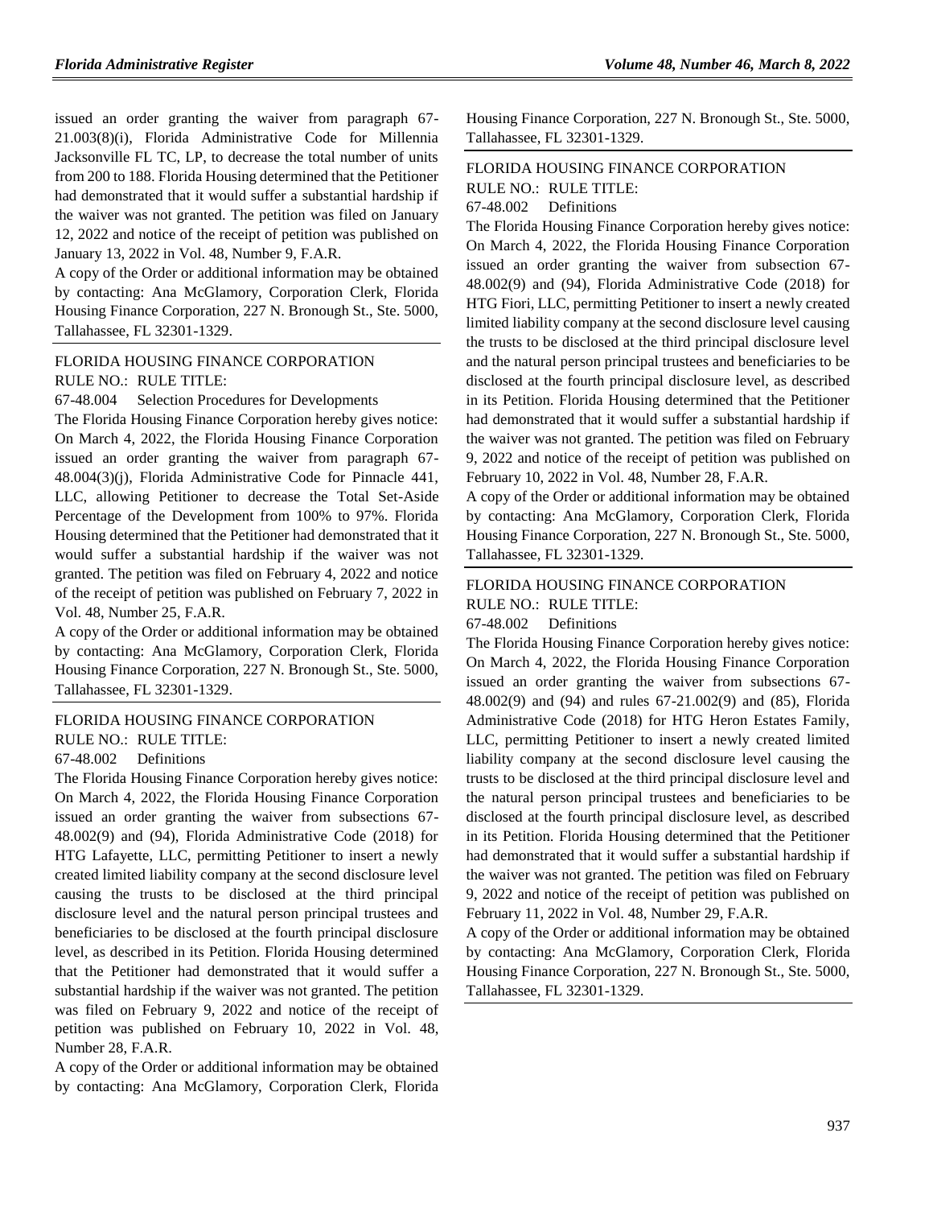issued an order granting the waiver from paragraph 67-21.003(8)(i), Florida Administrative Code for Millennia Jacksonville FL TC, LP, to decrease the total number of units from 200 to 188. Florida Housing determined that the Petitioner had demonstrated that it would suffer a substantial hardship if the waiver was not granted. The petition was filed on January 12, 2022 and notice of the receipt of petition was published on January 13, 2022 in Vol. 48, Number 9, F.A.R.

A copy of the Order or additional information may be obtained by contacting: Ana McGlamory, Corporation Clerk, Florida Housing Finance Corporation, 227 N. Bronough St., Ste. 5000, Tallahassee, FL 32301-1329.

FLORIDA HOUSING FINANCE CORPORATION

RULE NO.: RULE TITLE:

67-48.004 Selection Procedures for Developments

The Florida Housing Finance Corporation hereby gives notice: On March 4, 2022, the Florida Housing Finance Corporation issued an order granting the waiver from paragraph 67-48.004(3)(j), Florida Administrative Code for Pinnacle 441, LLC, allowing Petitioner to decrease the Total Set-Aside Percentage of the Development from 100% to 97%. Florida Housing determined that the Petitioner had demonstrated that it would suffer a substantial hardship if the waiver was not granted. The petition was filed on February 4, 2022 and notice of the receipt of petition was published on February 7, 2022 in Vol. 48, Number 25, F.A.R.

A copy of the Order or additional information may be obtained by contacting: Ana McGlamory, Corporation Clerk, Florida Housing Finance Corporation, 227 N. Bronough St., Ste. 5000, Tallahassee, FL 32301-1329.

FLORIDA HOUSING FINANCE CORPORATION

RULE NO.: RULE TITLE:

67-48.002 Definitions

The Florida Housing Finance Corporation hereby gives notice: On March 4, 2022, the Florida Housing Finance Corporation issued an order granting the waiver from subsections 67-48.002(9) and (94), Florida Administrative Code (2018) for HTG Lafayette, LLC, permitting Petitioner to insert a newly created limited liability company at the second disclosure level causing the trusts to be disclosed at the third principal disclosure level and the natural person principal trustees and beneficiaries to be disclosed at the fourth principal disclosure level, as described in its Petition. Florida Housing determined that the Petitioner had demonstrated that it would suffer a substantial hardship if the waiver was not granted. The petition was filed on February 9, 2022 and notice of the receipt of petition was published on February 10, 2022 in Vol. 48, Number 28, F.A.R.

A copy of the Order or additional information may be obtained by contacting: Ana McGlamory, Corporation Clerk, Florida Housing Finance Corporation, 227 N. Bronough St., Ste. 5000, Tallahassee, FL 32301-1329.

FLORIDA HOUSING FINANCE CORPORATION

RULE NO.: RULE TITLE:

67-48.002 Definitions

The Florida Housing Finance Corporation hereby gives notice: On March 4, 2022, the Florida Housing Finance Corporation issued an order granting the waiver from subsection 67-48.002(9) and (94), Florida Administrative Code (2018) for HTG Fiori, LLC, permitting Petitioner to insert a newly created limited liability company at the second disclosure level causing the trusts to be disclosed at the third principal disclosure level and the natural person principal trustees and beneficiaries to be disclosed at the fourth principal disclosure level, as described in its Petition. Florida Housing determined that the Petitioner had demonstrated that it would suffer a substantial hardship if the waiver was not granted. The petition was filed on February 9, 2022 and notice of the receipt of petition was published on February 10, 2022 in Vol. 48, Number 28, F.A.R.

A copy of the Order or additional information may be obtained by contacting: Ana McGlamory, Corporation Clerk, Florida Housing Finance Corporation, 227 N. Bronough St., Ste. 5000, Tallahassee, FL 32301-1329.

FLORIDA HOUSING FINANCE CORPORATION

RULE NO.: RULE TITLE:

67-48.002 Definitions

The Florida Housing Finance Corporation hereby gives notice: On March 4, 2022, the Florida Housing Finance Corporation issued an order granting the waiver from subsections 67-48.002(9) and (94) and rules 67-21.002(9) and (85), Florida Administrative Code (2018) for HTG Heron Estates Family, LLC, permitting Petitioner to insert a newly created limited liability company at the second disclosure level causing the trusts to be disclosed at the third principal disclosure level and the natural person principal trustees and beneficiaries to be disclosed at the fourth principal disclosure level, as described in its Petition. Florida Housing determined that the Petitioner had demonstrated that it would suffer a substantial hardship if the waiver was not granted. The petition was filed on February 9, 2022 and notice of the receipt of petition was published on February 11, 2022 in Vol. 48, Number 29, F.A.R.

A copy of the Order or additional information may be obtained by contacting: Ana McGlamory, Corporation Clerk, Florida Housing Finance Corporation, 227 N. Bronough St., Ste. 5000, Tallahassee, FL 32301-1329.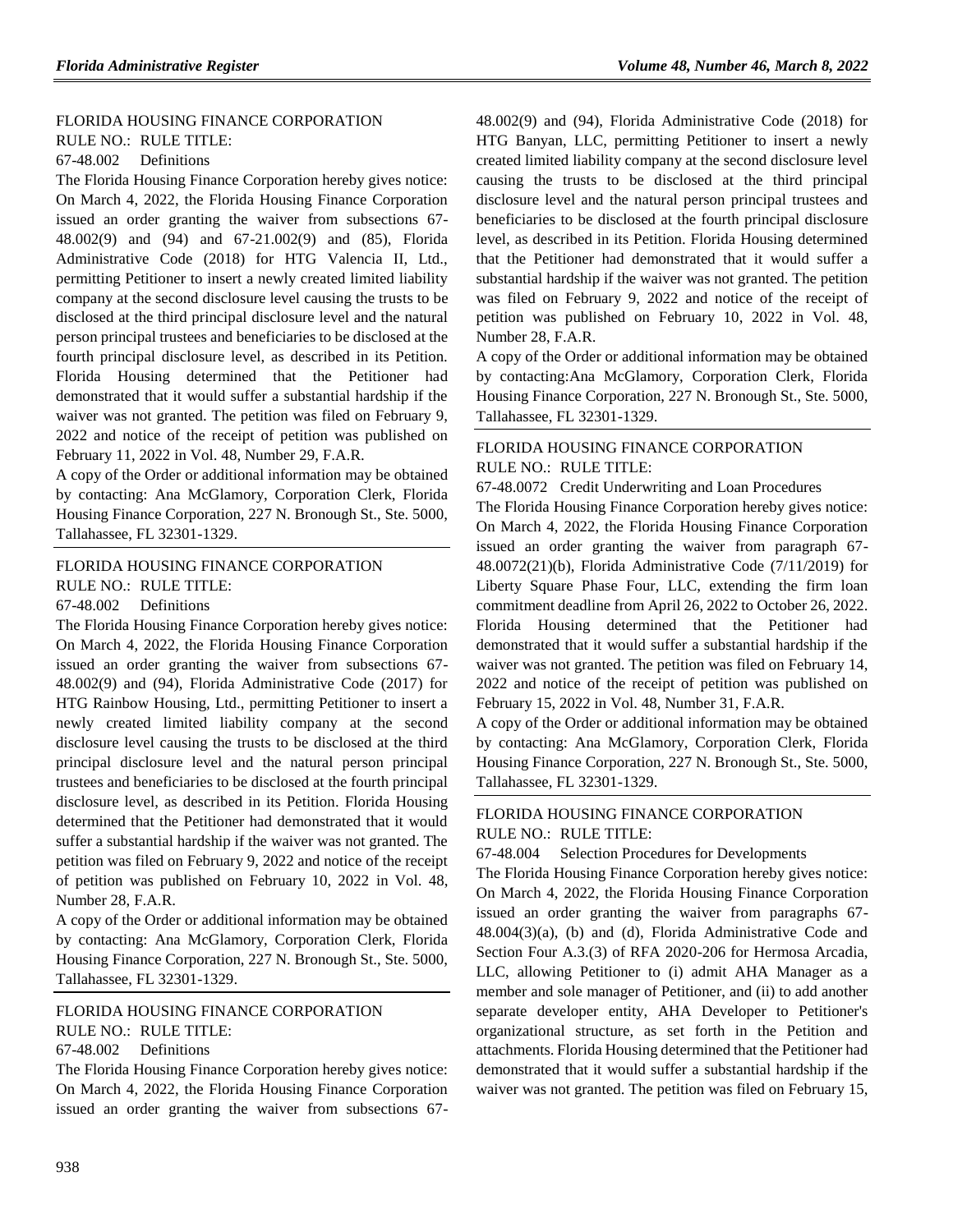FLORIDA HOUSING FINANCE CORPORATION
RULE NO.: RULE TITLE:
67-48.002 Definitions

The Florida Housing Finance Corporation hereby gives notice: On March 4, 2022, the Florida Housing Finance Corporation issued an order granting the waiver from subsections 67-48.002(9) and (94) and 67-21.002(9) and (85), Florida Administrative Code (2018) for HTG Valencia II, Ltd., permitting Petitioner to insert a newly created limited liability company at the second disclosure level causing the trusts to be disclosed at the third principal disclosure level and the natural person principal trustees and beneficiaries to be disclosed at the fourth principal disclosure level, as described in its Petition. Florida Housing determined that the Petitioner had demonstrated that it would suffer a substantial hardship if the waiver was not granted. The petition was filed on February 9, 2022 and notice of the receipt of petition was published on February 11, 2022 in Vol. 48, Number 29, F.A.R.

A copy of the Order or additional information may be obtained by contacting: Ana McGlamory, Corporation Clerk, Florida Housing Finance Corporation, 227 N. Bronough St., Ste. 5000, Tallahassee, FL 32301-1329.

FLORIDA HOUSING FINANCE CORPORATION
RULE NO.: RULE TITLE:
67-48.002 Definitions

The Florida Housing Finance Corporation hereby gives notice: On March 4, 2022, the Florida Housing Finance Corporation issued an order granting the waiver from subsections 67-48.002(9) and (94), Florida Administrative Code (2017) for HTG Rainbow Housing, Ltd., permitting Petitioner to insert a newly created limited liability company at the second disclosure level causing the trusts to be disclosed at the third principal disclosure level and the natural person principal trustees and beneficiaries to be disclosed at the fourth principal disclosure level, as described in its Petition. Florida Housing determined that the Petitioner had demonstrated that it would suffer a substantial hardship if the waiver was not granted. The petition was filed on February 9, 2022 and notice of the receipt of petition was published on February 10, 2022 in Vol. 48, Number 28, F.A.R.

A copy of the Order or additional information may be obtained by contacting: Ana McGlamory, Corporation Clerk, Florida Housing Finance Corporation, 227 N. Bronough St., Ste. 5000, Tallahassee, FL 32301-1329.

FLORIDA HOUSING FINANCE CORPORATION
RULE NO.: RULE TITLE:
67-48.002 Definitions

The Florida Housing Finance Corporation hereby gives notice: On March 4, 2022, the Florida Housing Finance Corporation issued an order granting the waiver from subsections 67-48.002(9) and (94), Florida Administrative Code (2018) for HTG Banyan, LLC, permitting Petitioner to insert a newly created limited liability company at the second disclosure level causing the trusts to be disclosed at the third principal disclosure level and the natural person principal trustees and beneficiaries to be disclosed at the fourth principal disclosure level, as described in its Petition. Florida Housing determined that the Petitioner had demonstrated that it would suffer a substantial hardship if the waiver was not granted. The petition was filed on February 9, 2022 and notice of the receipt of petition was published on February 10, 2022 in Vol. 48, Number 28, F.A.R.

A copy of the Order or additional information may be obtained by contacting:Ana McGlamory, Corporation Clerk, Florida Housing Finance Corporation, 227 N. Bronough St., Ste. 5000, Tallahassee, FL 32301-1329.

FLORIDA HOUSING FINANCE CORPORATION
RULE NO.: RULE TITLE:
67-48.0072 Credit Underwriting and Loan Procedures

The Florida Housing Finance Corporation hereby gives notice: On March 4, 2022, the Florida Housing Finance Corporation issued an order granting the waiver from paragraph 67-48.0072(21)(b), Florida Administrative Code (7/11/2019) for Liberty Square Phase Four, LLC, extending the firm loan commitment deadline from April 26, 2022 to October 26, 2022. Florida Housing determined that the Petitioner had demonstrated that it would suffer a substantial hardship if the waiver was not granted. The petition was filed on February 14, 2022 and notice of the receipt of petition was published on February 15, 2022 in Vol. 48, Number 31, F.A.R.

A copy of the Order or additional information may be obtained by contacting: Ana McGlamory, Corporation Clerk, Florida Housing Finance Corporation, 227 N. Bronough St., Ste. 5000, Tallahassee, FL 32301-1329.

FLORIDA HOUSING FINANCE CORPORATION
RULE NO.: RULE TITLE:
67-48.004 Selection Procedures for Developments

The Florida Housing Finance Corporation hereby gives notice: On March 4, 2022, the Florida Housing Finance Corporation issued an order granting the waiver from paragraphs 67-48.004(3)(a), (b) and (d), Florida Administrative Code and Section Four A.3.(3) of RFA 2020-206 for Hermosa Arcadia, LLC, allowing Petitioner to (i) admit AHA Manager as a member and sole manager of Petitioner, and (ii) to add another separate developer entity, AHA Developer to Petitioner's organizational structure, as set forth in the Petition and attachments. Florida Housing determined that the Petitioner had demonstrated that it would suffer a substantial hardship if the waiver was not granted. The petition was filed on February 15,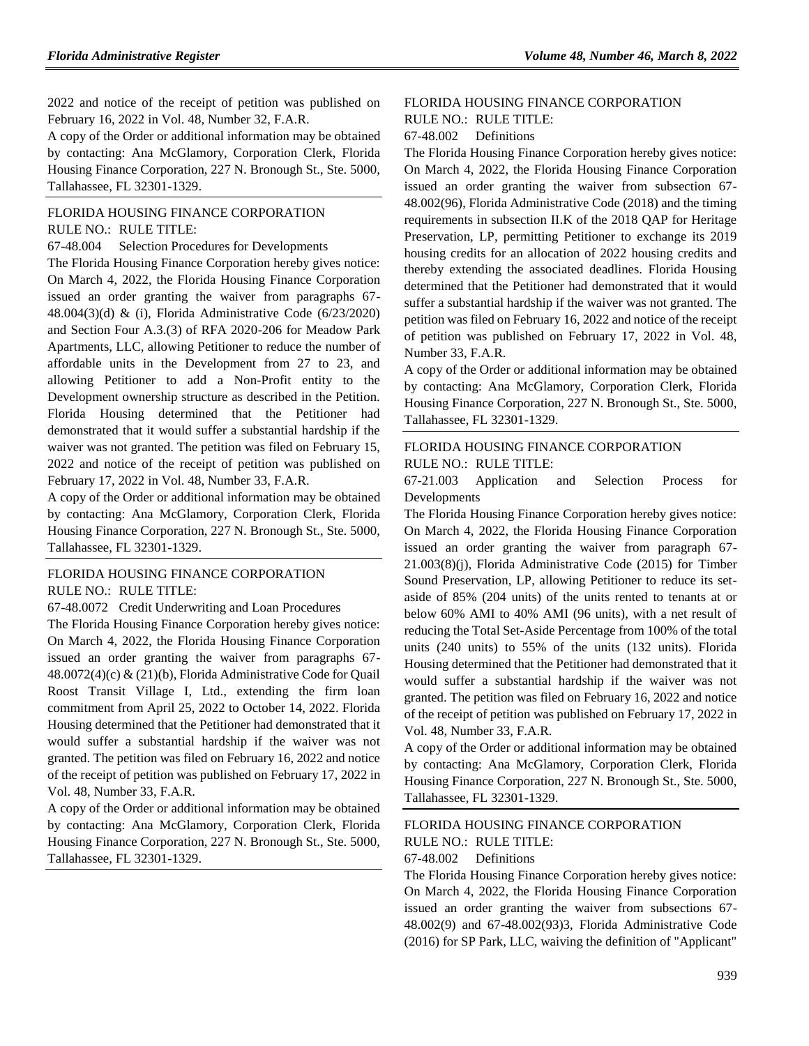2022 and notice of the receipt of petition was published on February 16, 2022 in Vol. 48, Number 32, F.A.R.

A copy of the Order or additional information may be obtained by contacting: Ana McGlamory, Corporation Clerk, Florida Housing Finance Corporation, 227 N. Bronough St., Ste. 5000, Tallahassee, FL 32301-1329.

FLORIDA HOUSING FINANCE CORPORATION

RULE NO.: RULE TITLE:

67-48.004 Selection Procedures for Developments

The Florida Housing Finance Corporation hereby gives notice: On March 4, 2022, the Florida Housing Finance Corporation issued an order granting the waiver from paragraphs 67-48.004(3)(d) & (i), Florida Administrative Code (6/23/2020) and Section Four A.3.(3) of RFA 2020-206 for Meadow Park Apartments, LLC, allowing Petitioner to reduce the number of affordable units in the Development from 27 to 23, and allowing Petitioner to add a Non-Profit entity to the Development ownership structure as described in the Petition. Florida Housing determined that the Petitioner had demonstrated that it would suffer a substantial hardship if the waiver was not granted. The petition was filed on February 15, 2022 and notice of the receipt of petition was published on February 17, 2022 in Vol. 48, Number 33, F.A.R.

A copy of the Order or additional information may be obtained by contacting: Ana McGlamory, Corporation Clerk, Florida Housing Finance Corporation, 227 N. Bronough St., Ste. 5000, Tallahassee, FL 32301-1329.

FLORIDA HOUSING FINANCE CORPORATION

RULE NO.: RULE TITLE:

67-48.0072 Credit Underwriting and Loan Procedures

The Florida Housing Finance Corporation hereby gives notice: On March 4, 2022, the Florida Housing Finance Corporation issued an order granting the waiver from paragraphs 67-48.0072(4)(c) & (21)(b), Florida Administrative Code for Quail Roost Transit Village I, Ltd., extending the firm loan commitment from April 25, 2022 to October 14, 2022. Florida Housing determined that the Petitioner had demonstrated that it would suffer a substantial hardship if the waiver was not granted. The petition was filed on February 16, 2022 and notice of the receipt of petition was published on February 17, 2022 in Vol. 48, Number 33, F.A.R.

A copy of the Order or additional information may be obtained by contacting: Ana McGlamory, Corporation Clerk, Florida Housing Finance Corporation, 227 N. Bronough St., Ste. 5000, Tallahassee, FL 32301-1329.

FLORIDA HOUSING FINANCE CORPORATION

RULE NO.: RULE TITLE:

67-48.002 Definitions

The Florida Housing Finance Corporation hereby gives notice: On March 4, 2022, the Florida Housing Finance Corporation issued an order granting the waiver from subsection 67-48.002(96), Florida Administrative Code (2018) and the timing requirements in subsection II.K of the 2018 QAP for Heritage Preservation, LP, permitting Petitioner to exchange its 2019 housing credits for an allocation of 2022 housing credits and thereby extending the associated deadlines. Florida Housing determined that the Petitioner had demonstrated that it would suffer a substantial hardship if the waiver was not granted. The petition was filed on February 16, 2022 and notice of the receipt of petition was published on February 17, 2022 in Vol. 48, Number 33, F.A.R.

A copy of the Order or additional information may be obtained by contacting: Ana McGlamory, Corporation Clerk, Florida Housing Finance Corporation, 227 N. Bronough St., Ste. 5000, Tallahassee, FL 32301-1329.

FLORIDA HOUSING FINANCE CORPORATION

RULE NO.: RULE TITLE:

67-21.003 Application and Selection Process for Developments

The Florida Housing Finance Corporation hereby gives notice: On March 4, 2022, the Florida Housing Finance Corporation issued an order granting the waiver from paragraph 67-21.003(8)(j), Florida Administrative Code (2015) for Timber Sound Preservation, LP, allowing Petitioner to reduce its set-aside of 85% (204 units) of the units rented to tenants at or below 60% AMI to 40% AMI (96 units), with a net result of reducing the Total Set-Aside Percentage from 100% of the total units (240 units) to 55% of the units (132 units). Florida Housing determined that the Petitioner had demonstrated that it would suffer a substantial hardship if the waiver was not granted. The petition was filed on February 16, 2022 and notice of the receipt of petition was published on February 17, 2022 in Vol. 48, Number 33, F.A.R.

A copy of the Order or additional information may be obtained by contacting: Ana McGlamory, Corporation Clerk, Florida Housing Finance Corporation, 227 N. Bronough St., Ste. 5000, Tallahassee, FL 32301-1329.

FLORIDA HOUSING FINANCE CORPORATION

RULE NO.: RULE TITLE:

67-48.002 Definitions

The Florida Housing Finance Corporation hereby gives notice: On March 4, 2022, the Florida Housing Finance Corporation issued an order granting the waiver from subsections 67-48.002(9) and 67-48.002(93)3, Florida Administrative Code (2016) for SP Park, LLC, waiving the definition of "Applicant"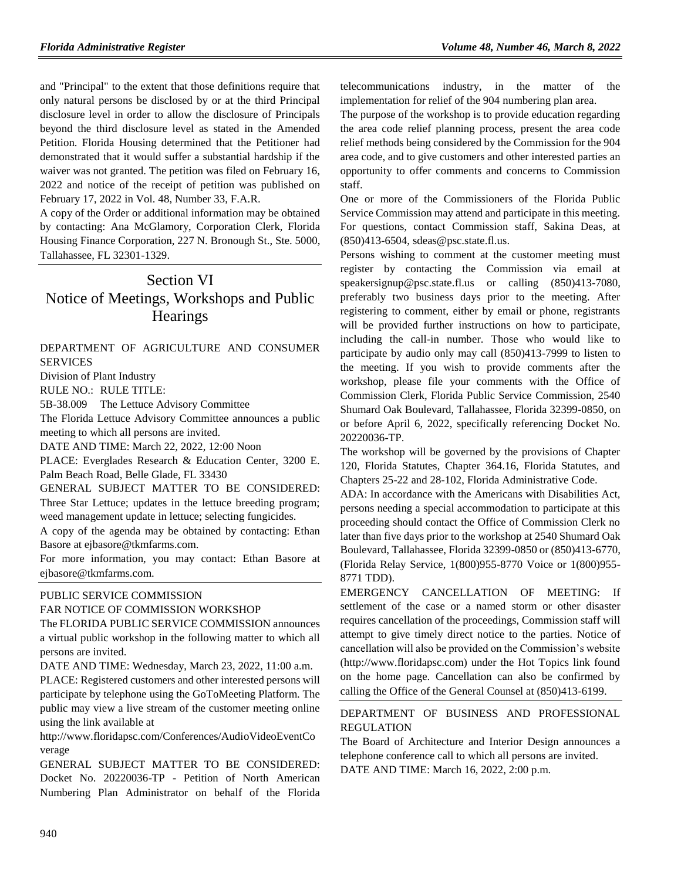and "Principal" to the extent that those definitions require that only natural persons be disclosed by or at the third Principal disclosure level in order to allow the disclosure of Principals beyond the third disclosure level as stated in the Amended Petition. Florida Housing determined that the Petitioner had demonstrated that it would suffer a substantial hardship if the waiver was not granted. The petition was filed on February 16, 2022 and notice of the receipt of petition was published on February 17, 2022 in Vol. 48, Number 33, F.A.R.

A copy of the Order or additional information may be obtained by contacting: Ana McGlamory, Corporation Clerk, Florida Housing Finance Corporation, 227 N. Bronough St., Ste. 5000, Tallahassee, FL 32301-1329.

# Section VI
# Notice of Meetings, Workshops and Public Hearings

DEPARTMENT OF AGRICULTURE AND CONSUMER SERVICES

Division of Plant Industry

RULE NO.: RULE TITLE:

5B-38.009 The Lettuce Advisory Committee

The Florida Lettuce Advisory Committee announces a public meeting to which all persons are invited.

DATE AND TIME: March 22, 2022, 12:00 Noon

PLACE: Everglades Research & Education Center, 3200 E. Palm Beach Road, Belle Glade, FL 33430

GENERAL SUBJECT MATTER TO BE CONSIDERED: Three Star Lettuce; updates in the lettuce breeding program; weed management update in lettuce; selecting fungicides.

A copy of the agenda may be obtained by contacting: Ethan Basore at ejbasore@tkmfarms.com.

For more information, you may contact: Ethan Basore at ejbasore@tkmfarms.com.

PUBLIC SERVICE COMMISSION

FAR NOTICE OF COMMISSION WORKSHOP

The FLORIDA PUBLIC SERVICE COMMISSION announces a virtual public workshop in the following matter to which all persons are invited.

DATE AND TIME: Wednesday, March 23, 2022, 11:00 a.m.

PLACE: Registered customers and other interested persons will participate by telephone using the GoToMeeting Platform. The public may view a live stream of the customer meeting online using the link available at http://www.floridapsc.com/Conferences/AudioVideoEventCoverage

GENERAL SUBJECT MATTER TO BE CONSIDERED: Docket No. 20220036-TP - Petition of North American Numbering Plan Administrator on behalf of the Florida telecommunications industry, in the matter of the implementation for relief of the 904 numbering plan area.

The purpose of the workshop is to provide education regarding the area code relief planning process, present the area code relief methods being considered by the Commission for the 904 area code, and to give customers and other interested parties an opportunity to offer comments and concerns to Commission staff.

One or more of the Commissioners of the Florida Public Service Commission may attend and participate in this meeting. For questions, contact Commission staff, Sakina Deas, at (850)413-6504, sdeas@psc.state.fl.us.

Persons wishing to comment at the customer meeting must register by contacting the Commission via email at speakersignup@psc.state.fl.us or calling (850)413-7080, preferably two business days prior to the meeting. After registering to comment, either by email or phone, registrants will be provided further instructions on how to participate, including the call-in number. Those who would like to participate by audio only may call (850)413-7999 to listen to the meeting. If you wish to provide comments after the workshop, please file your comments with the Office of Commission Clerk, Florida Public Service Commission, 2540 Shumard Oak Boulevard, Tallahassee, Florida 32399-0850, on or before April 6, 2022, specifically referencing Docket No. 20220036-TP.

The workshop will be governed by the provisions of Chapter 120, Florida Statutes, Chapter 364.16, Florida Statutes, and Chapters 25-22 and 28-102, Florida Administrative Code.

ADA: In accordance with the Americans with Disabilities Act, persons needing a special accommodation to participate at this proceeding should contact the Office of Commission Clerk no later than five days prior to the workshop at 2540 Shumard Oak Boulevard, Tallahassee, Florida 32399-0850 or (850)413-6770, (Florida Relay Service, 1(800)955-8770 Voice or 1(800)955-8771 TDD).

EMERGENCY CANCELLATION OF MEETING: If settlement of the case or a named storm or other disaster requires cancellation of the proceedings, Commission staff will attempt to give timely direct notice to the parties. Notice of cancellation will also be provided on the Commission's website (http://www.floridapsc.com) under the Hot Topics link found on the home page. Cancellation can also be confirmed by calling the Office of the General Counsel at (850)413-6199.

DEPARTMENT OF BUSINESS AND PROFESSIONAL REGULATION

The Board of Architecture and Interior Design announces a telephone conference call to which all persons are invited.

DATE AND TIME: March 16, 2022, 2:00 p.m.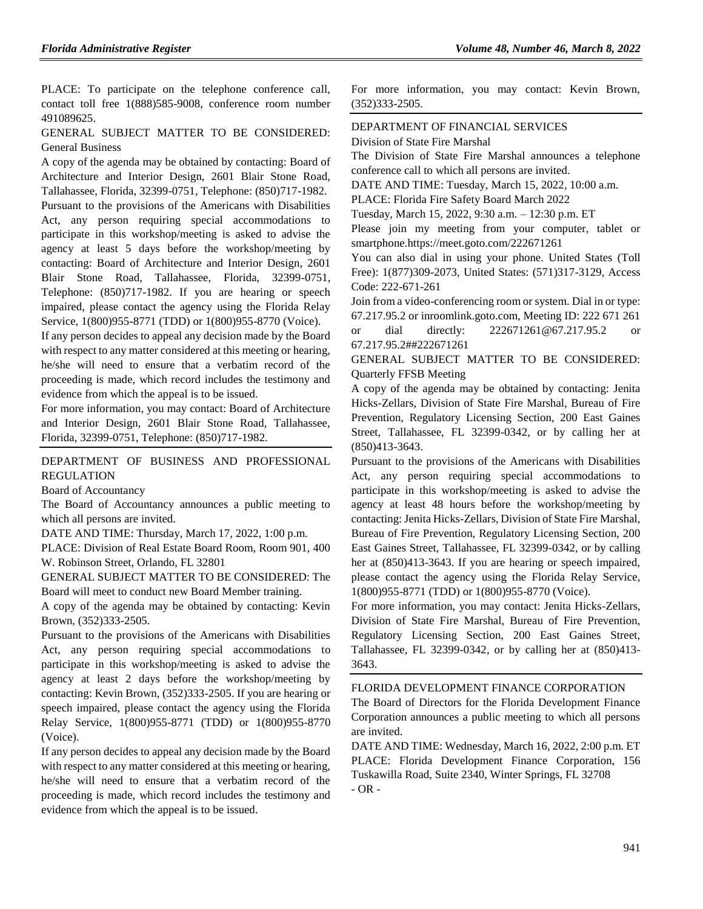PLACE: To participate on the telephone conference call, contact toll free 1(888)585-9008, conference room number 491089625.

GENERAL SUBJECT MATTER TO BE CONSIDERED: General Business

A copy of the agenda may be obtained by contacting: Board of Architecture and Interior Design, 2601 Blair Stone Road, Tallahassee, Florida, 32399-0751, Telephone: (850)717-1982.

Pursuant to the provisions of the Americans with Disabilities Act, any person requiring special accommodations to participate in this workshop/meeting is asked to advise the agency at least 5 days before the workshop/meeting by contacting: Board of Architecture and Interior Design, 2601 Blair Stone Road, Tallahassee, Florida, 32399-0751, Telephone: (850)717-1982. If you are hearing or speech impaired, please contact the agency using the Florida Relay Service, 1(800)955-8771 (TDD) or 1(800)955-8770 (Voice).

If any person decides to appeal any decision made by the Board with respect to any matter considered at this meeting or hearing, he/she will need to ensure that a verbatim record of the proceeding is made, which record includes the testimony and evidence from which the appeal is to be issued.

For more information, you may contact: Board of Architecture and Interior Design, 2601 Blair Stone Road, Tallahassee, Florida, 32399-0751, Telephone: (850)717-1982.

---

DEPARTMENT OF BUSINESS AND PROFESSIONAL REGULATION

Board of Accountancy

The Board of Accountancy announces a public meeting to which all persons are invited.

DATE AND TIME: Thursday, March 17, 2022, 1:00 p.m.

PLACE: Division of Real Estate Board Room, Room 901, 400 W. Robinson Street, Orlando, FL 32801

GENERAL SUBJECT MATTER TO BE CONSIDERED: The Board will meet to conduct new Board Member training.

A copy of the agenda may be obtained by contacting: Kevin Brown, (352)333-2505.

Pursuant to the provisions of the Americans with Disabilities Act, any person requiring special accommodations to participate in this workshop/meeting is asked to advise the agency at least 2 days before the workshop/meeting by contacting: Kevin Brown, (352)333-2505. If you are hearing or speech impaired, please contact the agency using the Florida Relay Service, 1(800)955-8771 (TDD) or 1(800)955-8770 (Voice).

If any person decides to appeal any decision made by the Board with respect to any matter considered at this meeting or hearing, he/she will need to ensure that a verbatim record of the proceeding is made, which record includes the testimony and evidence from which the appeal is to be issued.

For more information, you may contact: Kevin Brown, (352)333-2505.

---

DEPARTMENT OF FINANCIAL SERVICES

Division of State Fire Marshal

The Division of State Fire Marshal announces a telephone conference call to which all persons are invited.

DATE AND TIME: Tuesday, March 15, 2022, 10:00 a.m.

PLACE: Florida Fire Safety Board March 2022

Tuesday, March 15, 2022, 9:30 a.m. – 12:30 p.m. ET

Please join my meeting from your computer, tablet or smartphone.https://meet.goto.com/222671261

You can also dial in using your phone. United States (Toll Free): 1(877)309-2073, United States: (571)317-3129, Access Code: 222-671-261

Join from a video-conferencing room or system. Dial in or type: 67.217.95.2 or inroomlink.goto.com, Meeting ID: 222 671 261 or dial directly: 222671261@67.217.95.2 or 67.217.95.2##222671261

GENERAL SUBJECT MATTER TO BE CONSIDERED: Quarterly FFSB Meeting

A copy of the agenda may be obtained by contacting: Jenita Hicks-Zellars, Division of State Fire Marshal, Bureau of Fire Prevention, Regulatory Licensing Section, 200 East Gaines Street, Tallahassee, FL 32399-0342, or by calling her at (850)413-3643.

Pursuant to the provisions of the Americans with Disabilities Act, any person requiring special accommodations to participate in this workshop/meeting is asked to advise the agency at least 48 hours before the workshop/meeting by contacting: Jenita Hicks-Zellars, Division of State Fire Marshal, Bureau of Fire Prevention, Regulatory Licensing Section, 200 East Gaines Street, Tallahassee, FL 32399-0342, or by calling her at (850)413-3643. If you are hearing or speech impaired, please contact the agency using the Florida Relay Service, 1(800)955-8771 (TDD) or 1(800)955-8770 (Voice).

For more information, you may contact: Jenita Hicks-Zellars, Division of State Fire Marshal, Bureau of Fire Prevention, Regulatory Licensing Section, 200 East Gaines Street, Tallahassee, FL 32399-0342, or by calling her at (850)413-3643.

---

FLORIDA DEVELOPMENT FINANCE CORPORATION

The Board of Directors for the Florida Development Finance Corporation announces a public meeting to which all persons are invited.

DATE AND TIME: Wednesday, March 16, 2022, 2:00 p.m. ET

PLACE: Florida Development Finance Corporation, 156 Tuskawilla Road, Suite 2340, Winter Springs, FL 32708

\- OR -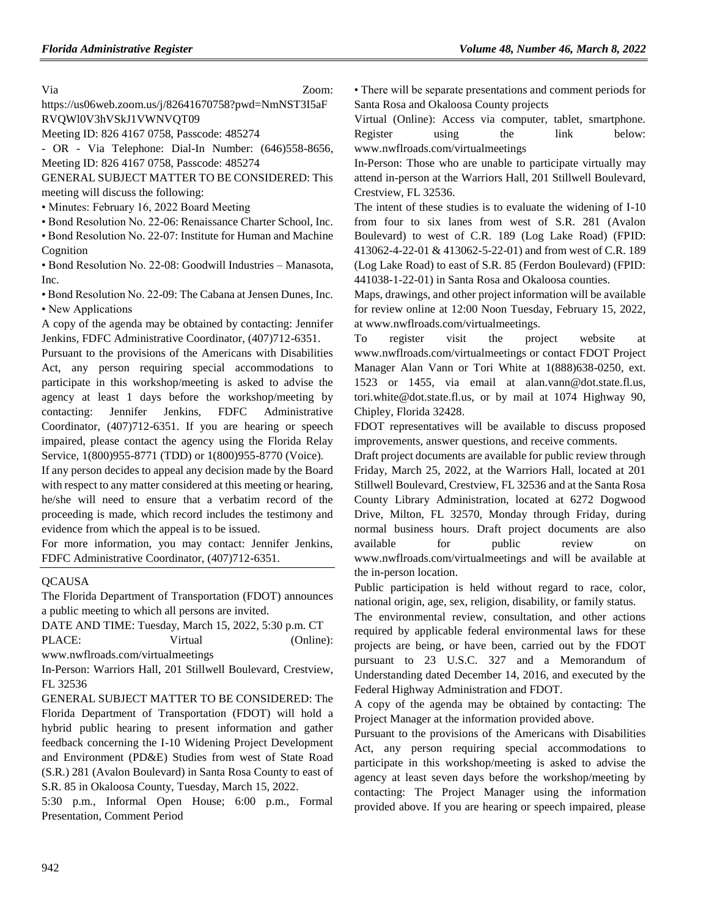Via Zoom: https://us06web.zoom.us/j/82641670758?pwd=NmNST3I5aFRVQWl0V3hVSkJ1VWNVQT09

Meeting ID: 826 4167 0758, Passcode: 485274

- OR - Via Telephone: Dial-In Number: (646)558-8656, Meeting ID: 826 4167 0758, Passcode: 485274

GENERAL SUBJECT MATTER TO BE CONSIDERED: This meeting will discuss the following:

• Minutes: February 16, 2022 Board Meeting

• Bond Resolution No. 22-06: Renaissance Charter School, Inc.

• Bond Resolution No. 22-07: Institute for Human and Machine Cognition

• Bond Resolution No. 22-08: Goodwill Industries – Manasota, Inc.

• Bond Resolution No. 22-09: The Cabana at Jensen Dunes, Inc.

• New Applications

A copy of the agenda may be obtained by contacting: Jennifer Jenkins, FDFC Administrative Coordinator, (407)712-6351.

Pursuant to the provisions of the Americans with Disabilities Act, any person requiring special accommodations to participate in this workshop/meeting is asked to advise the agency at least 1 days before the workshop/meeting by contacting: Jennifer Jenkins, FDFC Administrative Coordinator, (407)712-6351. If you are hearing or speech impaired, please contact the agency using the Florida Relay Service, 1(800)955-8771 (TDD) or 1(800)955-8770 (Voice).

If any person decides to appeal any decision made by the Board with respect to any matter considered at this meeting or hearing, he/she will need to ensure that a verbatim record of the proceeding is made, which record includes the testimony and evidence from which the appeal is to be issued.

For more information, you may contact: Jennifer Jenkins, FDFC Administrative Coordinator, (407)712-6351.

---

QCAUSA

The Florida Department of Transportation (FDOT) announces a public meeting to which all persons are invited.

DATE AND TIME: Tuesday, March 15, 2022, 5:30 p.m. CT

PLACE: Virtual (Online): www.nwflroads.com/virtualmeetings

In-Person: Warriors Hall, 201 Stillwell Boulevard, Crestview, FL 32536

GENERAL SUBJECT MATTER TO BE CONSIDERED: The Florida Department of Transportation (FDOT) will hold a hybrid public hearing to present information and gather feedback concerning the I-10 Widening Project Development and Environment (PD&E) Studies from west of State Road (S.R.) 281 (Avalon Boulevard) in Santa Rosa County to east of S.R. 85 in Okaloosa County, Tuesday, March 15, 2022.

5:30 p.m., Informal Open House; 6:00 p.m., Formal Presentation, Comment Period

• There will be separate presentations and comment periods for Santa Rosa and Okaloosa County projects

Virtual (Online): Access via computer, tablet, smartphone. Register using the link below: www.nwflroads.com/virtualmeetings

In-Person: Those who are unable to participate virtually may attend in-person at the Warriors Hall, 201 Stillwell Boulevard, Crestview, FL 32536.

The intent of these studies is to evaluate the widening of I-10 from four to six lanes from west of S.R. 281 (Avalon Boulevard) to west of C.R. 189 (Log Lake Road) (FPID: 413062-4-22-01 & 413062-5-22-01) and from west of C.R. 189 (Log Lake Road) to east of S.R. 85 (Ferdon Boulevard) (FPID: 441038-1-22-01) in Santa Rosa and Okaloosa counties.

Maps, drawings, and other project information will be available for review online at 12:00 Noon Tuesday, February 15, 2022, at www.nwflroads.com/virtualmeetings.

To register visit the project website at www.nwflroads.com/virtualmeetings or contact FDOT Project Manager Alan Vann or Tori White at 1(888)638-0250, ext. 1523 or 1455, via email at alan.vann@dot.state.fl.us, tori.white@dot.state.fl.us, or by mail at 1074 Highway 90, Chipley, Florida 32428.

FDOT representatives will be available to discuss proposed improvements, answer questions, and receive comments.

Draft project documents are available for public review through Friday, March 25, 2022, at the Warriors Hall, located at 201 Stillwell Boulevard, Crestview, FL 32536 and at the Santa Rosa County Library Administration, located at 6272 Dogwood Drive, Milton, FL 32570, Monday through Friday, during normal business hours. Draft project documents are also available for public review on www.nwflroads.com/virtualmeetings and will be available at the in-person location.

Public participation is held without regard to race, color, national origin, age, sex, religion, disability, or family status.

The environmental review, consultation, and other actions required by applicable federal environmental laws for these projects are being, or have been, carried out by the FDOT pursuant to 23 U.S.C. 327 and a Memorandum of Understanding dated December 14, 2016, and executed by the Federal Highway Administration and FDOT.

A copy of the agenda may be obtained by contacting: The Project Manager at the information provided above.

Pursuant to the provisions of the Americans with Disabilities Act, any person requiring special accommodations to participate in this workshop/meeting is asked to advise the agency at least seven days before the workshop/meeting by contacting: The Project Manager using the information provided above. If you are hearing or speech impaired, please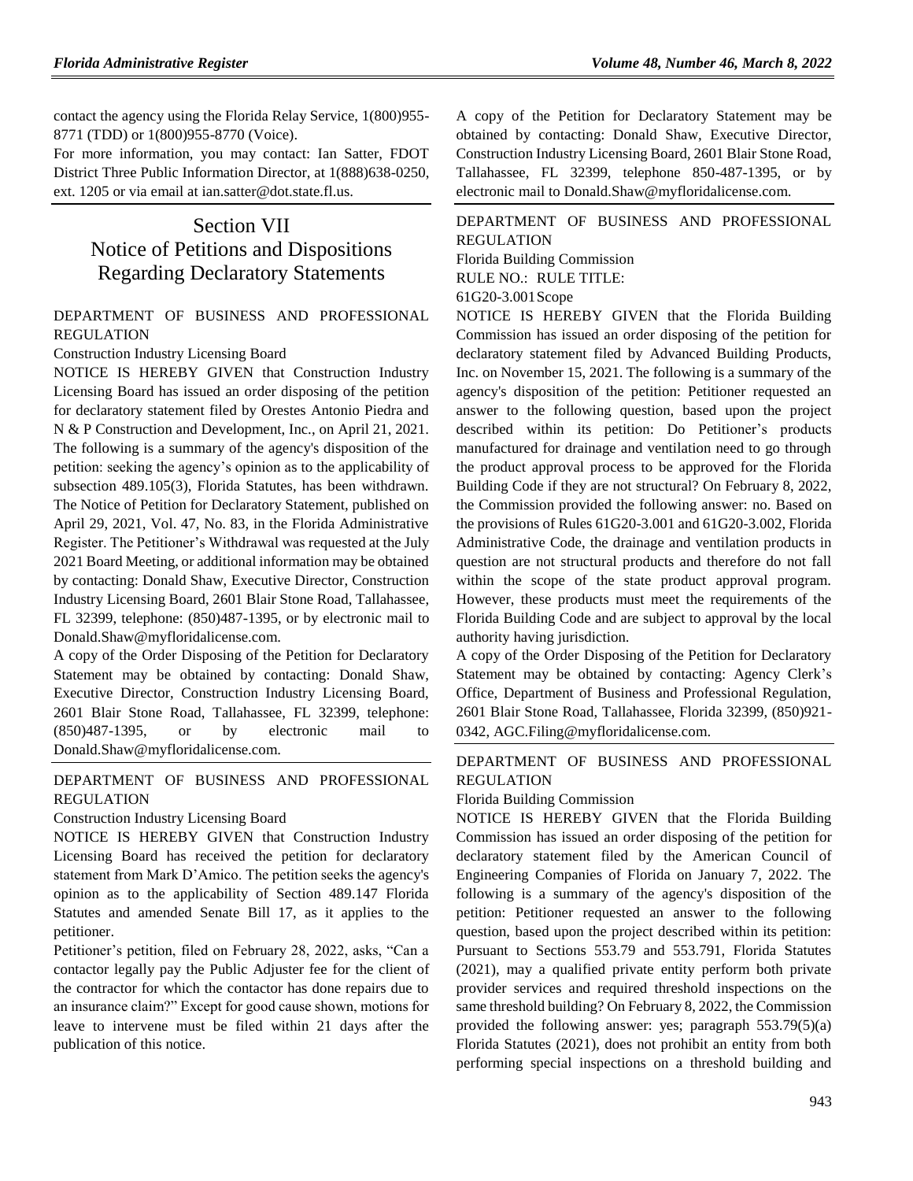contact the agency using the Florida Relay Service, 1(800)955-8771 (TDD) or 1(800)955-8770 (Voice).

For more information, you may contact: Ian Satter, FDOT District Three Public Information Director, at 1(888)638-0250, ext. 1205 or via email at ian.satter@dot.state.fl.us.

# Section VII
# Notice of Petitions and Dispositions Regarding Declaratory Statements

## DEPARTMENT OF BUSINESS AND PROFESSIONAL REGULATION

Construction Industry Licensing Board

NOTICE IS HEREBY GIVEN that Construction Industry Licensing Board has issued an order disposing of the petition for declaratory statement filed by Orestes Antonio Piedra and N & P Construction and Development, Inc., on April 21, 2021. The following is a summary of the agency's disposition of the petition: seeking the agency's opinion as to the applicability of subsection 489.105(3), Florida Statutes, has been withdrawn. The Notice of Petition for Declaratory Statement, published on April 29, 2021, Vol. 47, No. 83, in the Florida Administrative Register. The Petitioner's Withdrawal was requested at the July 2021 Board Meeting, or additional information may be obtained by contacting: Donald Shaw, Executive Director, Construction Industry Licensing Board, 2601 Blair Stone Road, Tallahassee, FL 32399, telephone: (850)487-1395, or by electronic mail to Donald.Shaw@myfloridalicense.com.

A copy of the Order Disposing of the Petition for Declaratory Statement may be obtained by contacting: Donald Shaw, Executive Director, Construction Industry Licensing Board, 2601 Blair Stone Road, Tallahassee, FL 32399, telephone: (850)487-1395, or by electronic mail to Donald.Shaw@myfloridalicense.com.

## DEPARTMENT OF BUSINESS AND PROFESSIONAL REGULATION

Construction Industry Licensing Board

NOTICE IS HEREBY GIVEN that Construction Industry Licensing Board has received the petition for declaratory statement from Mark D'Amico. The petition seeks the agency's opinion as to the applicability of Section 489.147 Florida Statutes and amended Senate Bill 17, as it applies to the petitioner.

Petitioner's petition, filed on February 28, 2022, asks, "Can a contactor legally pay the Public Adjuster fee for the client of the contractor for which the contactor has done repairs due to an insurance claim?" Except for good cause shown, motions for leave to intervene must be filed within 21 days after the publication of this notice.

A copy of the Petition for Declaratory Statement may be obtained by contacting: Donald Shaw, Executive Director, Construction Industry Licensing Board, 2601 Blair Stone Road, Tallahassee, FL 32399, telephone 850-487-1395, or by electronic mail to Donald.Shaw@myfloridalicense.com.

## DEPARTMENT OF BUSINESS AND PROFESSIONAL REGULATION

Florida Building Commission

RULE NO.: RULE TITLE:

61G20-3.001 Scope

NOTICE IS HEREBY GIVEN that the Florida Building Commission has issued an order disposing of the petition for declaratory statement filed by Advanced Building Products, Inc. on November 15, 2021. The following is a summary of the agency's disposition of the petition: Petitioner requested an answer to the following question, based upon the project described within its petition: Do Petitioner's products manufactured for drainage and ventilation need to go through the product approval process to be approved for the Florida Building Code if they are not structural? On February 8, 2022, the Commission provided the following answer: no. Based on the provisions of Rules 61G20-3.001 and 61G20-3.002, Florida Administrative Code, the drainage and ventilation products in question are not structural products and therefore do not fall within the scope of the state product approval program. However, these products must meet the requirements of the Florida Building Code and are subject to approval by the local authority having jurisdiction.

A copy of the Order Disposing of the Petition for Declaratory Statement may be obtained by contacting: Agency Clerk's Office, Department of Business and Professional Regulation, 2601 Blair Stone Road, Tallahassee, Florida 32399, (850)921-0342, AGC.Filing@myfloridalicense.com.

## DEPARTMENT OF BUSINESS AND PROFESSIONAL REGULATION

Florida Building Commission

NOTICE IS HEREBY GIVEN that the Florida Building Commission has issued an order disposing of the petition for declaratory statement filed by the American Council of Engineering Companies of Florida on January 7, 2022. The following is a summary of the agency's disposition of the petition: Petitioner requested an answer to the following question, based upon the project described within its petition: Pursuant to Sections 553.79 and 553.791, Florida Statutes (2021), may a qualified private entity perform both private provider services and required threshold inspections on the same threshold building? On February 8, 2022, the Commission provided the following answer: yes; paragraph 553.79(5)(a) Florida Statutes (2021), does not prohibit an entity from both performing special inspections on a threshold building and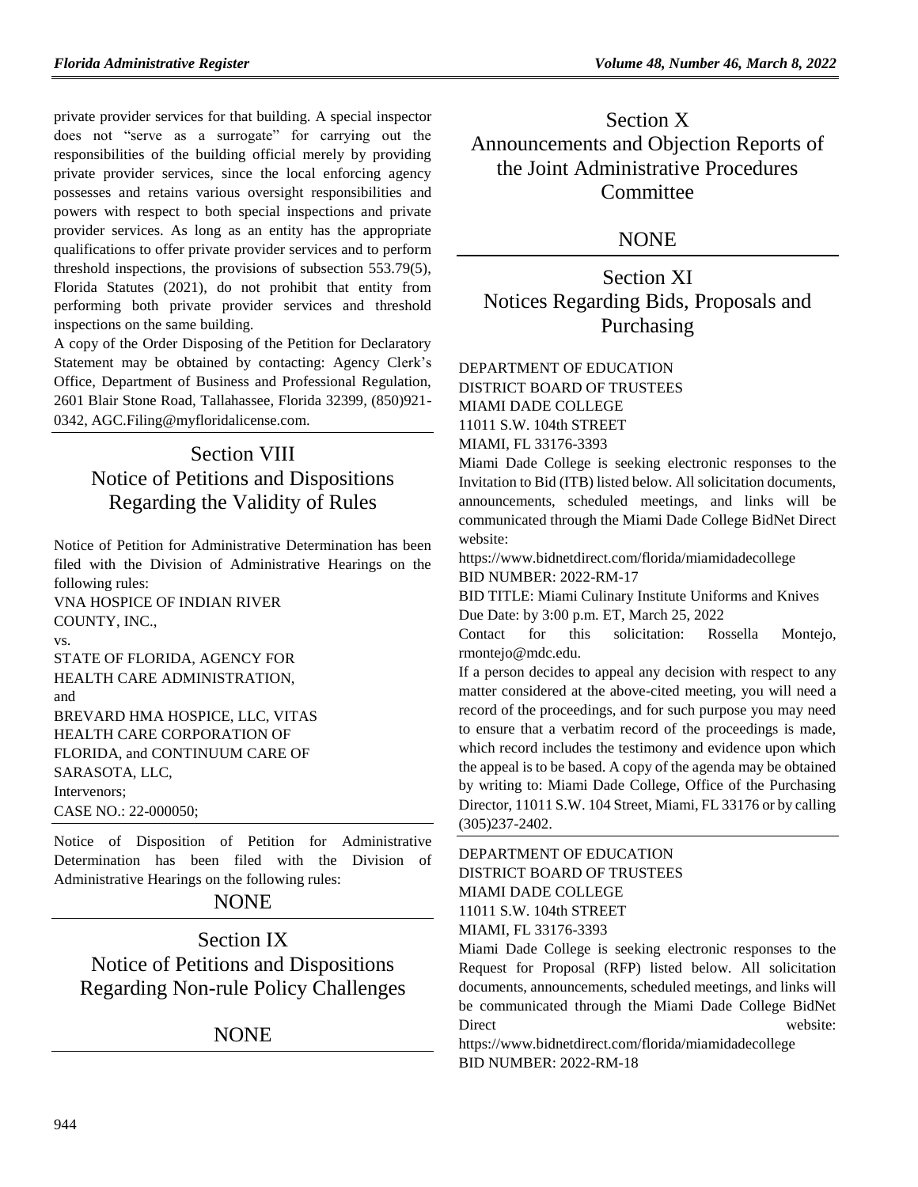private provider services for that building. A special inspector does not "serve as a surrogate" for carrying out the responsibilities of the building official merely by providing private provider services, since the local enforcing agency possesses and retains various oversight responsibilities and powers with respect to both special inspections and private provider services. As long as an entity has the appropriate qualifications to offer private provider services and to perform threshold inspections, the provisions of subsection 553.79(5), Florida Statutes (2021), do not prohibit that entity from performing both private provider services and threshold inspections on the same building.

A copy of the Order Disposing of the Petition for Declaratory Statement may be obtained by contacting: Agency Clerk's Office, Department of Business and Professional Regulation, 2601 Blair Stone Road, Tallahassee, Florida 32399, (850)921-0342, AGC.Filing@myfloridalicense.com.

# Section VIII
# Notice of Petitions and Dispositions Regarding the Validity of Rules

Notice of Petition for Administrative Determination has been filed with the Division of Administrative Hearings on the following rules:

VNA HOSPICE OF INDIAN RIVER COUNTY, INC.,
vs.
STATE OF FLORIDA, AGENCY FOR HEALTH CARE ADMINISTRATION,
and
BREVARD HMA HOSPICE, LLC, VITAS HEALTH CARE CORPORATION OF FLORIDA, and CONTINUUM CARE OF SARASOTA, LLC,
Intervenors;
CASE NO.: 22-000050;

Notice of Disposition of Petition for Administrative Determination has been filed with the Division of Administrative Hearings on the following rules:

NONE

# Section IX
# Notice of Petitions and Dispositions Regarding Non-rule Policy Challenges

NONE

# Section X
# Announcements and Objection Reports of the Joint Administrative Procedures Committee

NONE

# Section XI
# Notices Regarding Bids, Proposals and Purchasing

DEPARTMENT OF EDUCATION
DISTRICT BOARD OF TRUSTEES
MIAMI DADE COLLEGE
11011 S.W. 104th STREET
MIAMI, FL 33176-3393

Miami Dade College is seeking electronic responses to the Invitation to Bid (ITB) listed below. All solicitation documents, announcements, scheduled meetings, and links will be communicated through the Miami Dade College BidNet Direct website:
https://www.bidnetdirect.com/florida/miamidadecollege
BID NUMBER: 2022-RM-17
BID TITLE: Miami Culinary Institute Uniforms and Knives
Due Date: by 3:00 p.m. ET, March 25, 2022
Contact for this solicitation: Rossella Montejo, rmontejo@mdc.edu.

If a person decides to appeal any decision with respect to any matter considered at the above-cited meeting, you will need a record of the proceedings, and for such purpose you may need to ensure that a verbatim record of the proceedings is made, which record includes the testimony and evidence upon which the appeal is to be based. A copy of the agenda may be obtained by writing to: Miami Dade College, Office of the Purchasing Director, 11011 S.W. 104 Street, Miami, FL 33176 or by calling (305)237-2402.

DEPARTMENT OF EDUCATION
DISTRICT BOARD OF TRUSTEES
MIAMI DADE COLLEGE
11011 S.W. 104th STREET
MIAMI, FL 33176-3393

Miami Dade College is seeking electronic responses to the Request for Proposal (RFP) listed below. All solicitation documents, announcements, scheduled meetings, and links will be communicated through the Miami Dade College BidNet Direct website:
https://www.bidnetdirect.com/florida/miamidadecollege
BID NUMBER: 2022-RM-18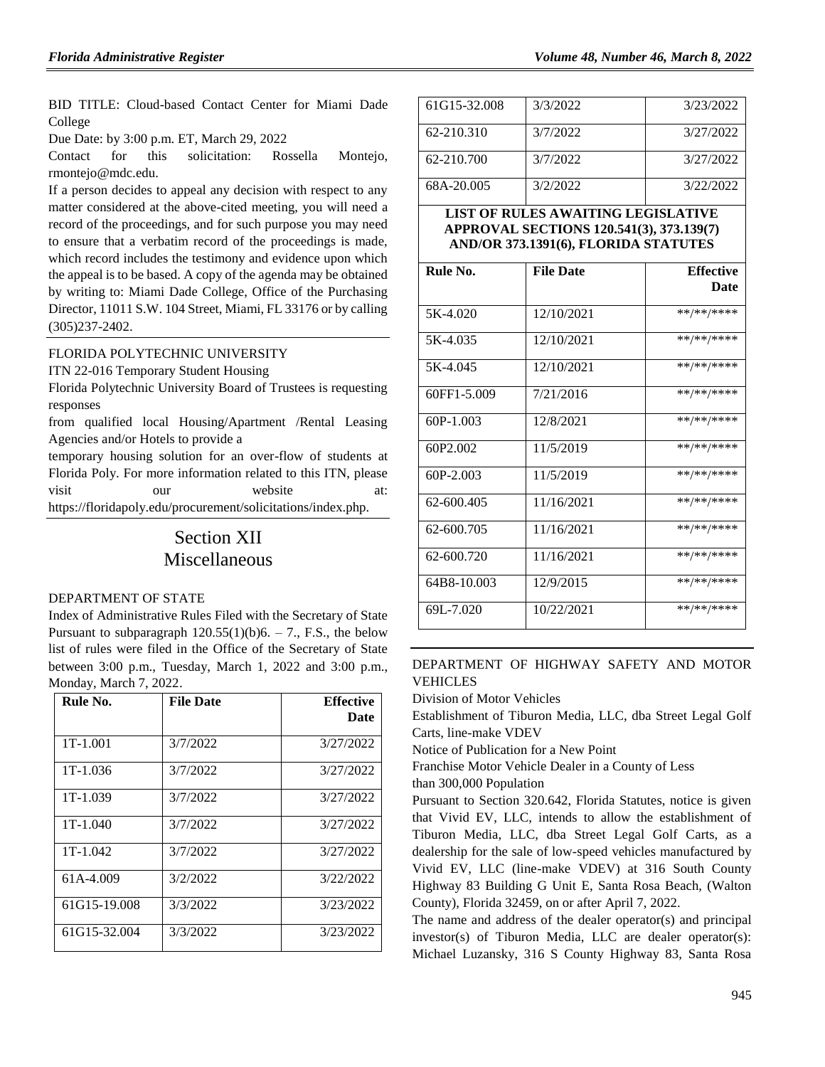BID TITLE: Cloud-based Contact Center for Miami Dade College

Due Date: by 3:00 p.m. ET, March 29, 2022

Contact for this solicitation: Rossella Montejo, rmontejo@mdc.edu.

If a person decides to appeal any decision with respect to any matter considered at the above-cited meeting, you will need a record of the proceedings, and for such purpose you may need to ensure that a verbatim record of the proceedings is made, which record includes the testimony and evidence upon which the appeal is to be based. A copy of the agenda may be obtained by writing to: Miami Dade College, Office of the Purchasing Director, 11011 S.W. 104 Street, Miami, FL 33176 or by calling (305)237-2402.

FLORIDA POLYTECHNIC UNIVERSITY

ITN 22-016 Temporary Student Housing

Florida Polytechnic University Board of Trustees is requesting responses

from qualified local Housing/Apartment /Rental Leasing Agencies and/or Hotels to provide a

temporary housing solution for an over-flow of students at Florida Poly. For more information related to this ITN, please visit our website at: https://floridapoly.edu/procurement/solicitations/index.php.

# Section XII
# Miscellaneous

DEPARTMENT OF STATE

Index of Administrative Rules Filed with the Secretary of State Pursuant to subparagraph 120.55(1)(b)6. – 7., F.S., the below list of rules were filed in the Office of the Secretary of State between 3:00 p.m., Tuesday, March 1, 2022 and 3:00 p.m., Monday, March 7, 2022.

| Rule No. | File Date | Effective Date |
|---|---|---|
| 1T-1.001 | 3/7/2022 | 3/27/2022 |
| 1T-1.036 | 3/7/2022 | 3/27/2022 |
| 1T-1.039 | 3/7/2022 | 3/27/2022 |
| 1T-1.040 | 3/7/2022 | 3/27/2022 |
| 1T-1.042 | 3/7/2022 | 3/27/2022 |
| 61A-4.009 | 3/2/2022 | 3/22/2022 |
| 61G15-19.008 | 3/3/2022 | 3/23/2022 |
| 61G15-32.004 | 3/3/2022 | 3/23/2022 |
| 61G15-32.008 | 3/3/2022 | 3/23/2022 |
| 62-210.310 | 3/7/2022 | 3/27/2022 |
| 62-210.700 | 3/7/2022 | 3/27/2022 |
| 68A-20.005 | 3/2/2022 | 3/22/2022 |

**LIST OF RULES AWAITING LEGISLATIVE APPROVAL SECTIONS 120.541(3), 373.139(7) AND/OR 373.1391(6), FLORIDA STATUTES**

| Rule No. | File Date | Effective Date |
|---|---|---|
| 5K-4.020 | 12/10/2021 | **/**/**** |
| 5K-4.035 | 12/10/2021 | **/**/**** |
| 5K-4.045 | 12/10/2021 | **/**/**** |
| 60FF1-5.009 | 7/21/2016 | **/**/**** |
| 60P-1.003 | 12/8/2021 | **/**/**** |
| 60P2.002 | 11/5/2019 | **/**/**** |
| 60P-2.003 | 11/5/2019 | **/**/**** |
| 62-600.405 | 11/16/2021 | **/**/**** |
| 62-600.705 | 11/16/2021 | **/**/**** |
| 62-600.720 | 11/16/2021 | **/**/**** |
| 64B8-10.003 | 12/9/2015 | **/**/**** |
| 69L-7.020 | 10/22/2021 | **/**/**** |

DEPARTMENT OF HIGHWAY SAFETY AND MOTOR VEHICLES

Division of Motor Vehicles

Establishment of Tiburon Media, LLC, dba Street Legal Golf Carts, line-make VDEV

Notice of Publication for a New Point

Franchise Motor Vehicle Dealer in a County of Less than 300,000 Population

Pursuant to Section 320.642, Florida Statutes, notice is given that Vivid EV, LLC, intends to allow the establishment of Tiburon Media, LLC, dba Street Legal Golf Carts, as a dealership for the sale of low-speed vehicles manufactured by Vivid EV, LLC (line-make VDEV) at 316 South County Highway 83 Building G Unit E, Santa Rosa Beach, (Walton County), Florida 32459, on or after April 7, 2022.

The name and address of the dealer operator(s) and principal investor(s) of Tiburon Media, LLC are dealer operator(s): Michael Luzansky, 316 S County Highway 83, Santa Rosa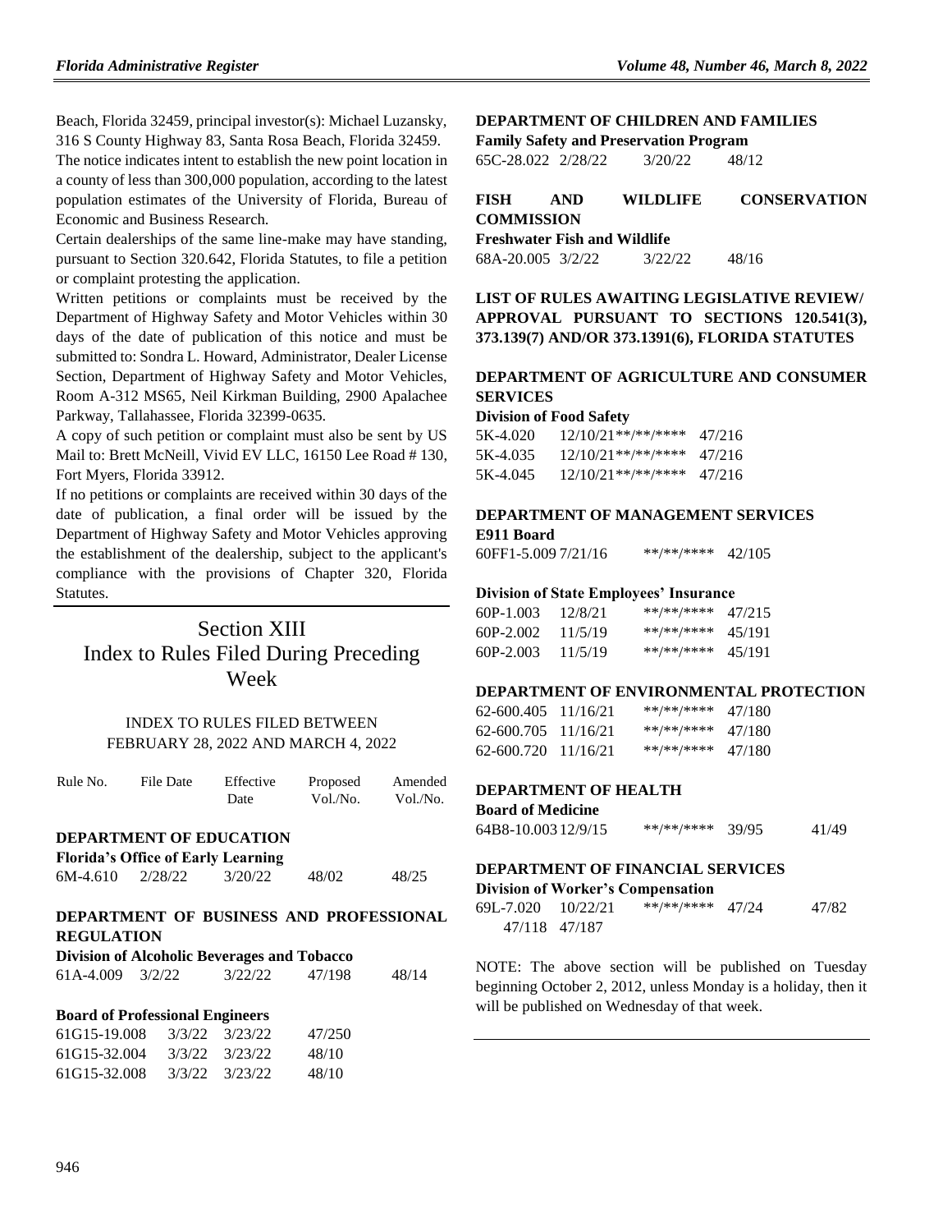Beach, Florida 32459, principal investor(s): Michael Luzansky, 316 S County Highway 83, Santa Rosa Beach, Florida 32459.

The notice indicates intent to establish the new point location in a county of less than 300,000 population, according to the latest population estimates of the University of Florida, Bureau of Economic and Business Research.

Certain dealerships of the same line-make may have standing, pursuant to Section 320.642, Florida Statutes, to file a petition or complaint protesting the application.

Written petitions or complaints must be received by the Department of Highway Safety and Motor Vehicles within 30 days of the date of publication of this notice and must be submitted to: Sondra L. Howard, Administrator, Dealer License Section, Department of Highway Safety and Motor Vehicles, Room A-312 MS65, Neil Kirkman Building, 2900 Apalachee Parkway, Tallahassee, Florida 32399-0635.

A copy of such petition or complaint must also be sent by US Mail to: Brett McNeill, Vivid EV LLC, 16150 Lee Road # 130, Fort Myers, Florida 33912.

If no petitions or complaints are received within 30 days of the date of publication, a final order will be issued by the Department of Highway Safety and Motor Vehicles approving the establishment of the dealership, subject to the applicant's compliance with the provisions of Chapter 320, Florida Statutes.

# Section XIII
# Index to Rules Filed During Preceding Week

INDEX TO RULES FILED BETWEEN FEBRUARY 28, 2022 AND MARCH 4, 2022

| Rule No. | File Date | Effective Date | Proposed Vol./No. | Amended Vol./No. |
|---|---|---|---|---|
| **DEPARTMENT OF EDUCATION** | | | | |
| **Florida's Office of Early Learning** | | | | |
| 6M-4.610 | 2/28/22 | 3/20/22 | 48/02 | 48/25 |
| **DEPARTMENT OF BUSINESS AND PROFESSIONAL REGULATION** | | | | |
| **Division of Alcoholic Beverages and Tobacco** | | | | |
| 61A-4.009 | 3/2/22 | 3/22/22 | 47/198 | 48/14 |
| **Board of Professional Engineers** | | | | |
| 61G15-19.008 | 3/3/22 | 3/23/22 | 47/250 | |
| 61G15-32.004 | 3/3/22 | 3/23/22 | 48/10 | |
| 61G15-32.008 | 3/3/22 | 3/23/22 | 48/10 | |
| **DEPARTMENT OF CHILDREN AND FAMILIES** | | | | |
| **Family Safety and Preservation Program** | | | | |
| 65C-28.022 | 2/28/22 | 3/20/22 | 48/12 | |
| **FISH AND WILDLIFE CONSERVATION COMMISSION** | | | | |
| **Freshwater Fish and Wildlife** | | | | |
| 68A-20.005 | 3/2/22 | 3/22/22 | 48/16 | |

**LIST OF RULES AWAITING LEGISLATIVE REVIEW/ APPROVAL PURSUANT TO SECTIONS 120.541(3), 373.139(7) AND/OR 373.1391(6), FLORIDA STATUTES**

| Rule No. | File Date | Effective Date | Proposed Vol./No. | Amended Vol./No. |
|---|---|---|---|---|
| **DEPARTMENT OF AGRICULTURE AND CONSUMER SERVICES** | | | | |
| **Division of Food Safety** | | | | |
| 5K-4.020 | 12/10/21 | \*\*/\*\*/\*\*\*\* | 47/216 | |
| 5K-4.035 | 12/10/21 | \*\*/\*\*/\*\*\*\* | 47/216 | |
| 5K-4.045 | 12/10/21 | \*\*/\*\*/\*\*\*\* | 47/216 | |
| **DEPARTMENT OF MANAGEMENT SERVICES** | | | | |
| **E911 Board** | | | | |
| 60FF1-5.009 | 7/21/16 | \*\*/\*\*/\*\*\*\* | 42/105 | |
| **Division of State Employees' Insurance** | | | | |
| 60P-1.003 | 12/8/21 | \*\*/\*\*/\*\*\*\* | 47/215 | |
| 60P-2.002 | 11/5/19 | \*\*/\*\*/\*\*\*\* | 45/191 | |
| 60P-2.003 | 11/5/19 | \*\*/\*\*/\*\*\*\* | 45/191 | |
| **DEPARTMENT OF ENVIRONMENTAL PROTECTION** | | | | |
| 62-600.405 | 11/16/21 | \*\*/\*\*/\*\*\*\* | 47/180 | |
| 62-600.705 | 11/16/21 | \*\*/\*\*/\*\*\*\* | 47/180 | |
| 62-600.720 | 11/16/21 | \*\*/\*\*/\*\*\*\* | 47/180 | |
| **DEPARTMENT OF HEALTH** | | | | |
| **Board of Medicine** | | | | |
| 64B8-10.003 | 12/9/15 | \*\*/\*\*/\*\*\*\* | 39/95 | 41/49 |
| **DEPARTMENT OF FINANCIAL SERVICES** | | | | |
| **Division of Worker's Compensation** | | | | |
| 69L-7.020 | 10/22/21 | \*\*/\*\*/\*\*\*\* | 47/24 | 47/82 47/118 47/187 |

NOTE: The above section will be published on Tuesday beginning October 2, 2012, unless Monday is a holiday, then it will be published on Wednesday of that week.